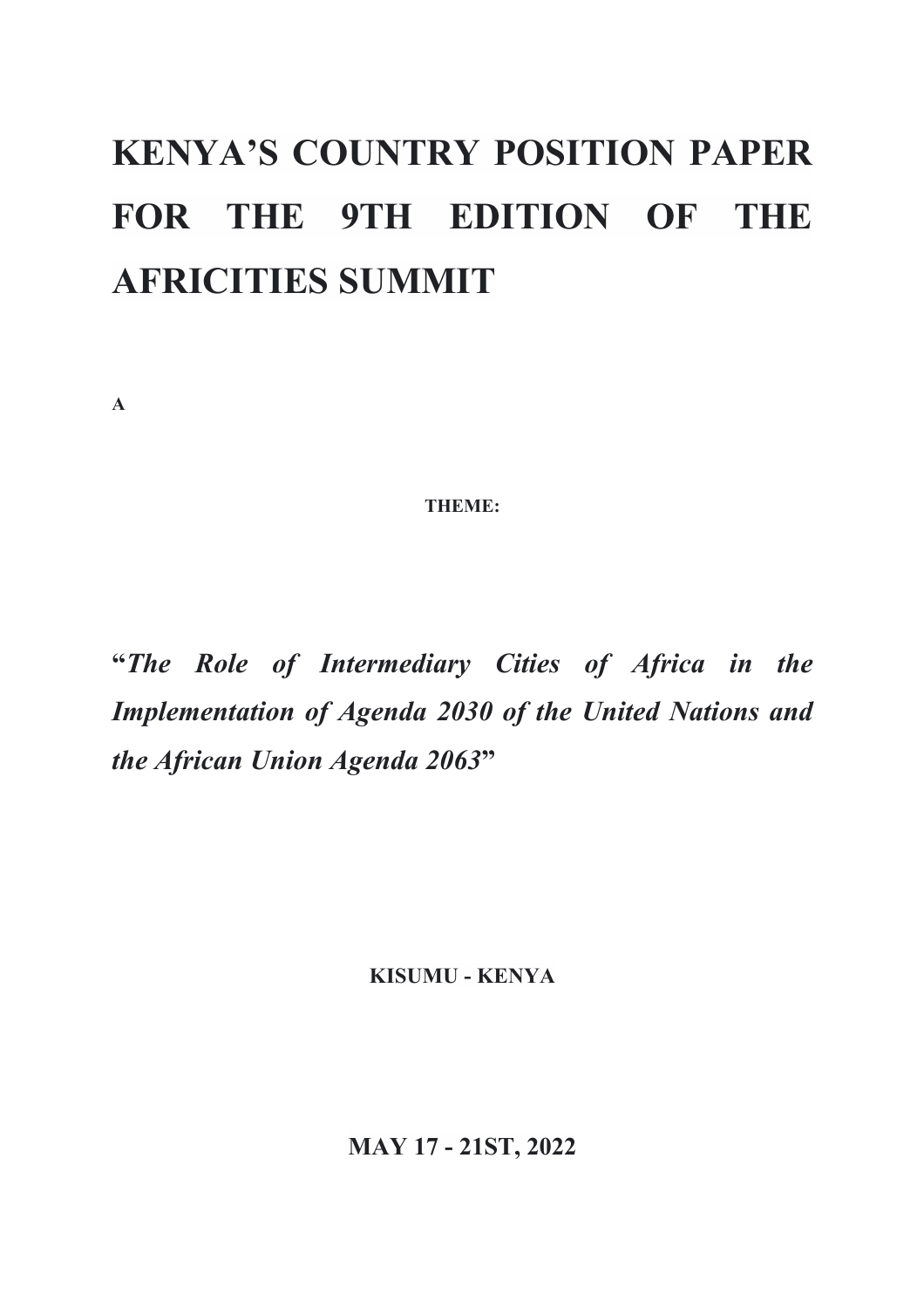# KENYA'S COUNTRY POSITION PAPER FOR THE 9TH EDITION OF THE AFRICITIES SUMMIT

**A**

**THEME:**

**"*The Role of Intermediary Cities of Africa in the Implementation of Agenda 2030 of the United Nations and the African Union Agenda 2063*"**

**KISUMU - KENYA**

**MAY 17 - 21ST, 2022**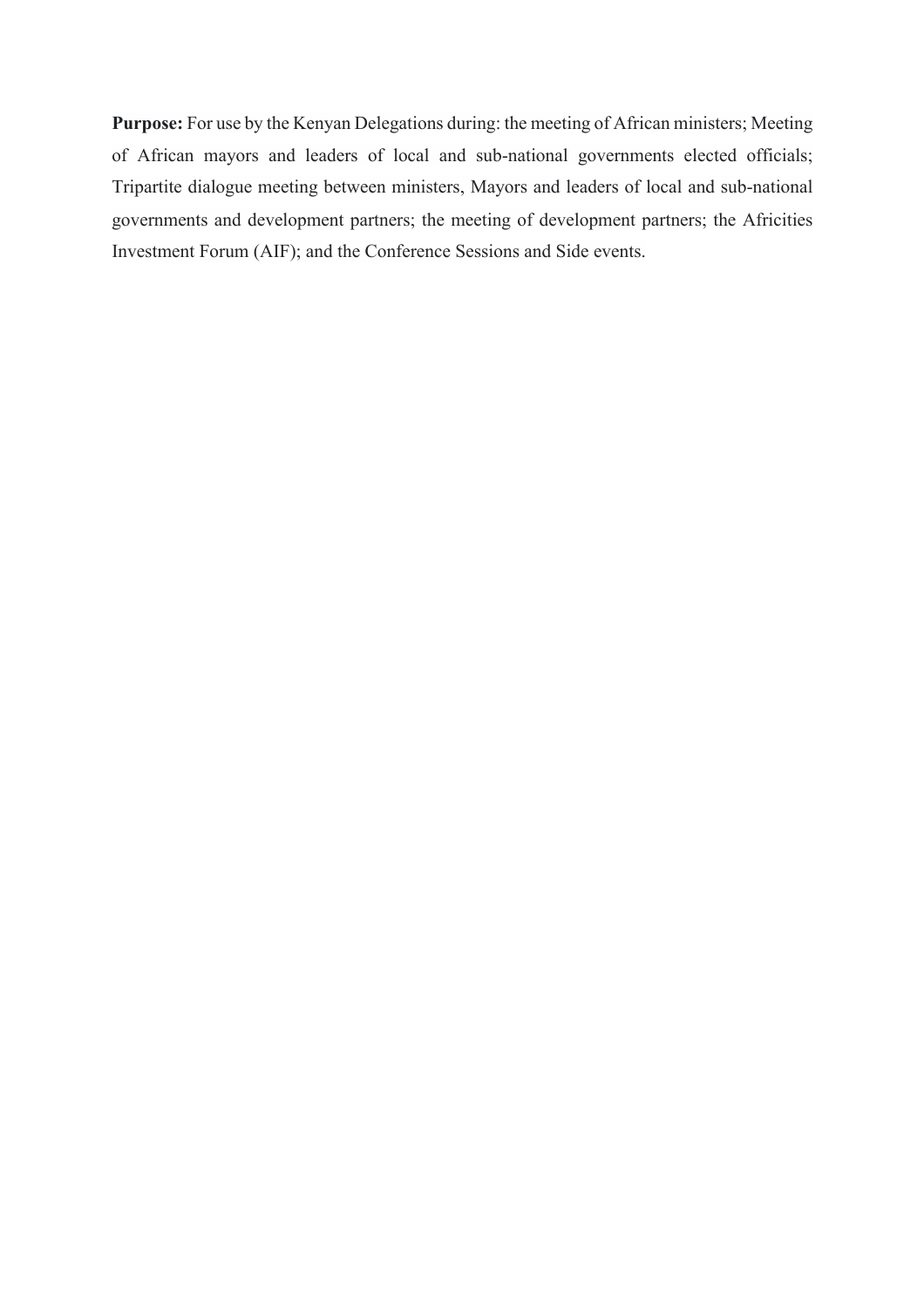**Purpose:** For use by the Kenyan Delegations during: the meeting of African ministers; Meeting of African mayors and leaders of local and sub-national governments elected officials; Tripartite dialogue meeting between ministers, Mayors and leaders of local and sub-national governments and development partners; the meeting of development partners; the Africities Investment Forum (AIF); and the Conference Sessions and Side events.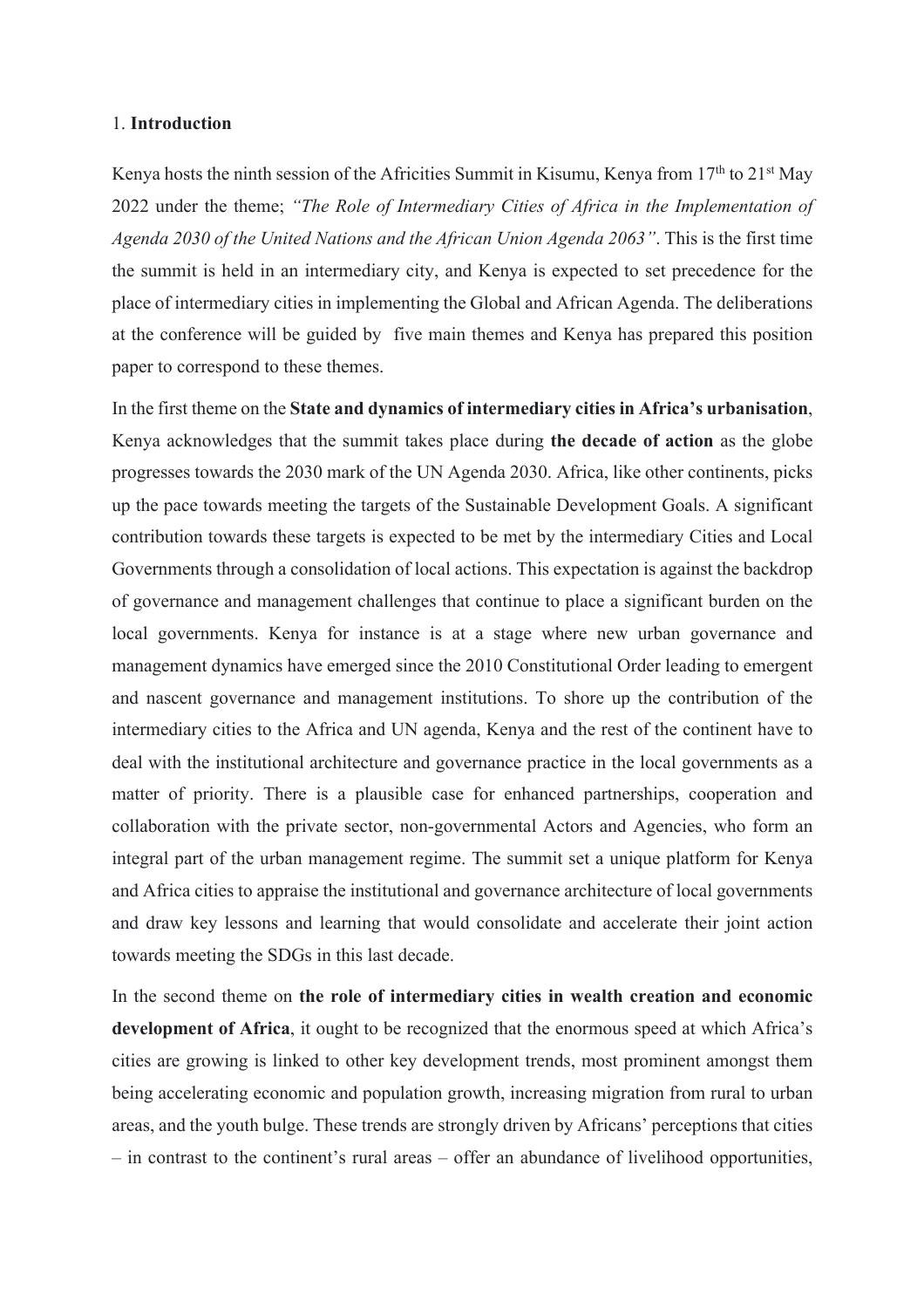## 1. **Introduction**

Kenya hosts the ninth session of the Africities Summit in Kisumu, Kenya from 17th to 21st May 2022 under the theme; *"The Role of Intermediary Cities of Africa in the Implementation of Agenda 2030 of the United Nations and the African Union Agenda 2063"*. This is the first time the summit is held in an intermediary city, and Kenya is expected to set precedence for the place of intermediary cities in implementing the Global and African Agenda. The deliberations at the conference will be guided by five main themes and Kenya has prepared this position paper to correspond to these themes.

In the first theme on the **State and dynamics of intermediary cities in Africa's urbanisation**, Kenya acknowledges that the summit takes place during **the decade of action** as the globe progresses towards the 2030 mark of the UN Agenda 2030. Africa, like other continents, picks up the pace towards meeting the targets of the Sustainable Development Goals. A significant contribution towards these targets is expected to be met by the intermediary Cities and Local Governments through a consolidation of local actions. This expectation is against the backdrop of governance and management challenges that continue to place a significant burden on the local governments. Kenya for instance is at a stage where new urban governance and management dynamics have emerged since the 2010 Constitutional Order leading to emergent and nascent governance and management institutions. To shore up the contribution of the intermediary cities to the Africa and UN agenda, Kenya and the rest of the continent have to deal with the institutional architecture and governance practice in the local governments as a matter of priority. There is a plausible case for enhanced partnerships, cooperation and collaboration with the private sector, non-governmental Actors and Agencies, who form an integral part of the urban management regime. The summit set a unique platform for Kenya and Africa cities to appraise the institutional and governance architecture of local governments and draw key lessons and learning that would consolidate and accelerate their joint action towards meeting the SDGs in this last decade.

In the second theme on **the role of intermediary cities in wealth creation and economic development of Africa**, it ought to be recognized that the enormous speed at which Africa's cities are growing is linked to other key development trends, most prominent amongst them being accelerating economic and population growth, increasing migration from rural to urban areas, and the youth bulge. These trends are strongly driven by Africans' perceptions that cities – in contrast to the continent's rural areas – offer an abundance of livelihood opportunities,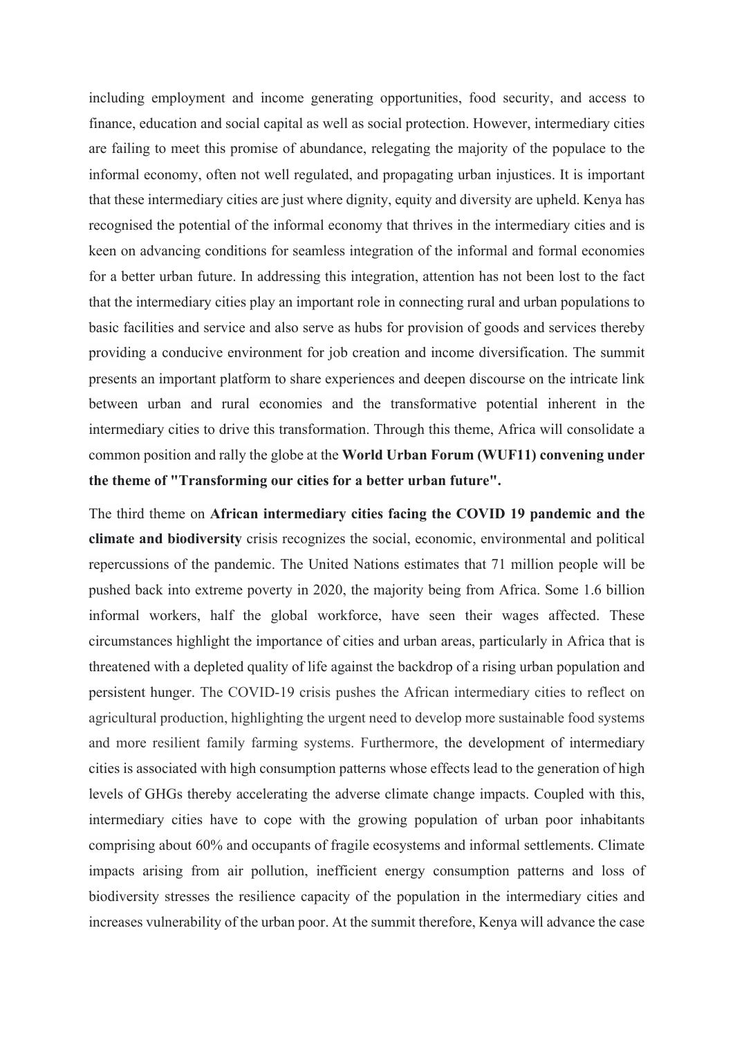including employment and income generating opportunities, food security, and access to finance, education and social capital as well as social protection. However, intermediary cities are failing to meet this promise of abundance, relegating the majority of the populace to the informal economy, often not well regulated, and propagating urban injustices. It is important that these intermediary cities are just where dignity, equity and diversity are upheld. Kenya has recognised the potential of the informal economy that thrives in the intermediary cities and is keen on advancing conditions for seamless integration of the informal and formal economies for a better urban future. In addressing this integration, attention has not been lost to the fact that the intermediary cities play an important role in connecting rural and urban populations to basic facilities and service and also serve as hubs for provision of goods and services thereby providing a conducive environment for job creation and income diversification. The summit presents an important platform to share experiences and deepen discourse on the intricate link between urban and rural economies and the transformative potential inherent in the intermediary cities to drive this transformation. Through this theme, Africa will consolidate a common position and rally the globe at the **World Urban Forum (WUF11) convening under the theme of "Transforming our cities for a better urban future".**

The third theme on **African intermediary cities facing the COVID 19 pandemic and the climate and biodiversity** crisis recognizes the social, economic, environmental and political repercussions of the pandemic. The United Nations estimates that 71 million people will be pushed back into extreme poverty in 2020, the majority being from Africa. Some 1.6 billion informal workers, half the global workforce, have seen their wages affected. These circumstances highlight the importance of cities and urban areas, particularly in Africa that is threatened with a depleted quality of life against the backdrop of a rising urban population and persistent hunger. The COVID-19 crisis pushes the African intermediary cities to reflect on agricultural production, highlighting the urgent need to develop more sustainable food systems and more resilient family farming systems. Furthermore, the development of intermediary cities is associated with high consumption patterns whose effects lead to the generation of high levels of GHGs thereby accelerating the adverse climate change impacts. Coupled with this, intermediary cities have to cope with the growing population of urban poor inhabitants comprising about 60% and occupants of fragile ecosystems and informal settlements. Climate impacts arising from air pollution, inefficient energy consumption patterns and loss of biodiversity stresses the resilience capacity of the population in the intermediary cities and increases vulnerability of the urban poor. At the summit therefore, Kenya will advance the case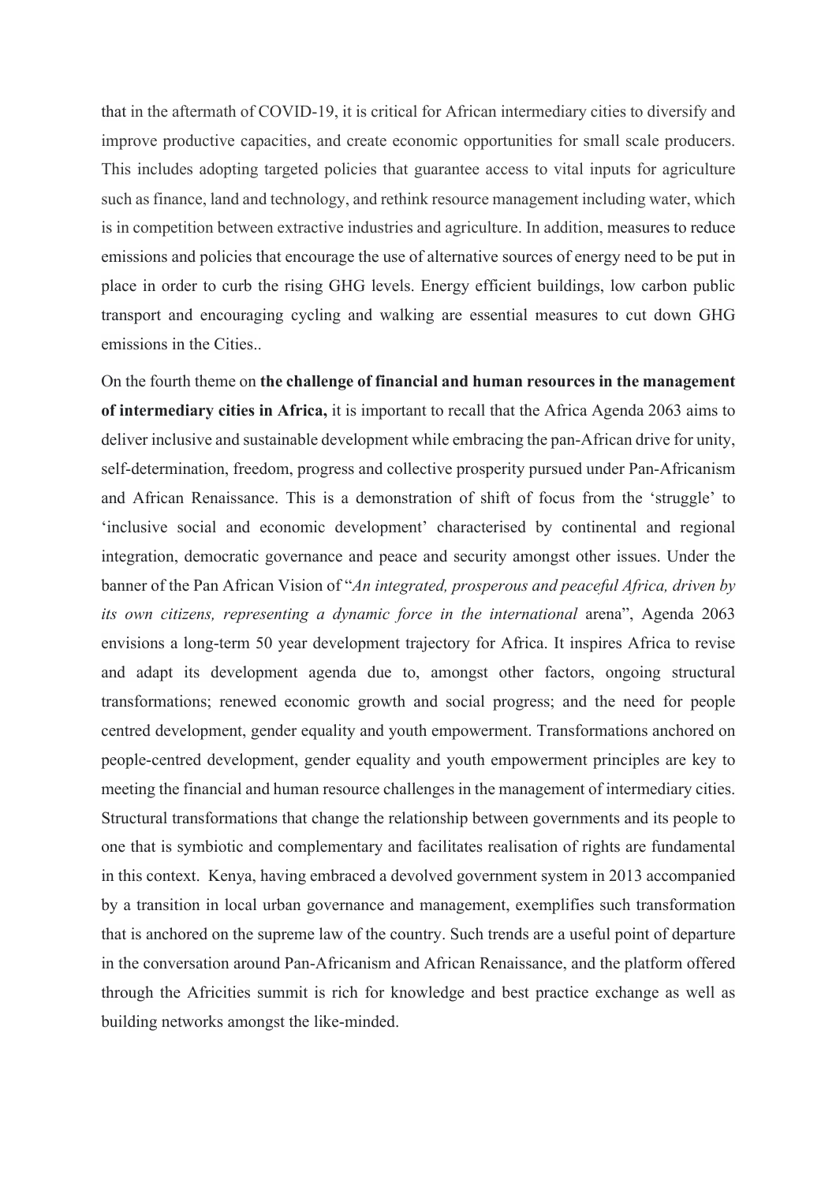that in the aftermath of COVID-19, it is critical for African intermediary cities to diversify and improve productive capacities, and create economic opportunities for small scale producers. This includes adopting targeted policies that guarantee access to vital inputs for agriculture such as finance, land and technology, and rethink resource management including water, which is in competition between extractive industries and agriculture. In addition, measures to reduce emissions and policies that encourage the use of alternative sources of energy need to be put in place in order to curb the rising GHG levels. Energy efficient buildings, low carbon public transport and encouraging cycling and walking are essential measures to cut down GHG emissions in the Cities..

On the fourth theme on **the challenge of financial and human resources in the management of intermediary cities in Africa,** it is important to recall that the Africa Agenda 2063 aims to deliver inclusive and sustainable development while embracing the pan-African drive for unity, self-determination, freedom, progress and collective prosperity pursued under Pan-Africanism and African Renaissance. This is a demonstration of shift of focus from the 'struggle' to 'inclusive social and economic development' characterised by continental and regional integration, democratic governance and peace and security amongst other issues. Under the banner of the Pan African Vision of "*An integrated, prosperous and peaceful Africa, driven by its own citizens, representing a dynamic force in the international* arena", Agenda 2063 envisions a long-term 50 year development trajectory for Africa. It inspires Africa to revise and adapt its development agenda due to, amongst other factors, ongoing structural transformations; renewed economic growth and social progress; and the need for people centred development, gender equality and youth empowerment. Transformations anchored on people-centred development, gender equality and youth empowerment principles are key to meeting the financial and human resource challenges in the management of intermediary cities. Structural transformations that change the relationship between governments and its people to one that is symbiotic and complementary and facilitates realisation of rights are fundamental in this context. Kenya, having embraced a devolved government system in 2013 accompanied by a transition in local urban governance and management, exemplifies such transformation that is anchored on the supreme law of the country. Such trends are a useful point of departure in the conversation around Pan-Africanism and African Renaissance, and the platform offered through the Africities summit is rich for knowledge and best practice exchange as well as building networks amongst the like-minded.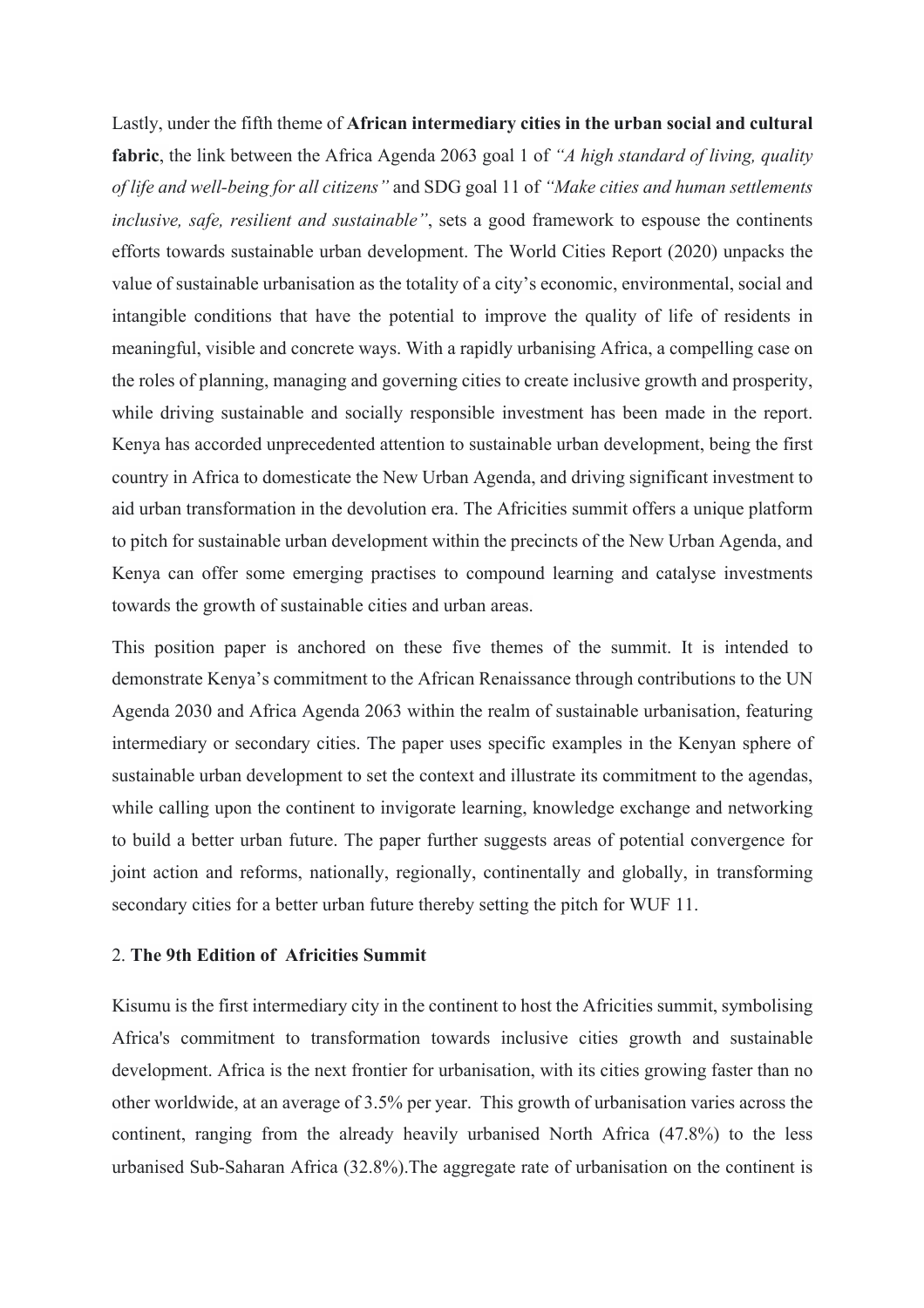Lastly, under the fifth theme of **African intermediary cities in the urban social and cultural fabric**, the link between the Africa Agenda 2063 goal 1 of *"A high standard of living, quality of life and well-being for all citizens"* and SDG goal 11 of *"Make cities and human settlements inclusive, safe, resilient and sustainable"*, sets a good framework to espouse the continents efforts towards sustainable urban development. The World Cities Report (2020) unpacks the value of sustainable urbanisation as the totality of a city's economic, environmental, social and intangible conditions that have the potential to improve the quality of life of residents in meaningful, visible and concrete ways. With a rapidly urbanising Africa, a compelling case on the roles of planning, managing and governing cities to create inclusive growth and prosperity, while driving sustainable and socially responsible investment has been made in the report. Kenya has accorded unprecedented attention to sustainable urban development, being the first country in Africa to domesticate the New Urban Agenda, and driving significant investment to aid urban transformation in the devolution era. The Africities summit offers a unique platform to pitch for sustainable urban development within the precincts of the New Urban Agenda, and Kenya can offer some emerging practises to compound learning and catalyse investments towards the growth of sustainable cities and urban areas.

This position paper is anchored on these five themes of the summit. It is intended to demonstrate Kenya's commitment to the African Renaissance through contributions to the UN Agenda 2030 and Africa Agenda 2063 within the realm of sustainable urbanisation, featuring intermediary or secondary cities. The paper uses specific examples in the Kenyan sphere of sustainable urban development to set the context and illustrate its commitment to the agendas, while calling upon the continent to invigorate learning, knowledge exchange and networking to build a better urban future. The paper further suggests areas of potential convergence for joint action and reforms, nationally, regionally, continentally and globally, in transforming secondary cities for a better urban future thereby setting the pitch for WUF 11.

## 2. The 9th Edition of Africities Summit

Kisumu is the first intermediary city in the continent to host the Africities summit, symbolising Africa's commitment to transformation towards inclusive cities growth and sustainable development. Africa is the next frontier for urbanisation, with its cities growing faster than no other worldwide, at an average of 3.5% per year. This growth of urbanisation varies across the continent, ranging from the already heavily urbanised North Africa (47.8%) to the less urbanised Sub-Saharan Africa (32.8%).The aggregate rate of urbanisation on the continent is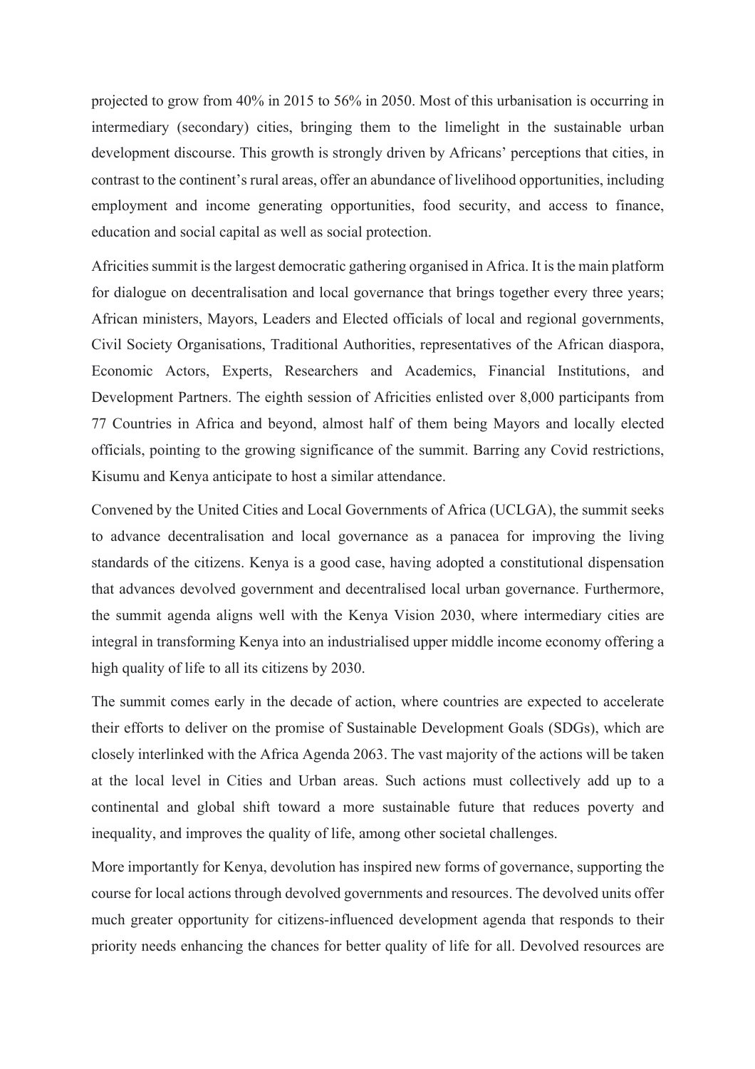projected to grow from 40% in 2015 to 56% in 2050. Most of this urbanisation is occurring in intermediary (secondary) cities, bringing them to the limelight in the sustainable urban development discourse. This growth is strongly driven by Africans' perceptions that cities, in contrast to the continent's rural areas, offer an abundance of livelihood opportunities, including employment and income generating opportunities, food security, and access to finance, education and social capital as well as social protection.

Africities summit is the largest democratic gathering organised in Africa. It is the main platform for dialogue on decentralisation and local governance that brings together every three years; African ministers, Mayors, Leaders and Elected officials of local and regional governments, Civil Society Organisations, Traditional Authorities, representatives of the African diaspora, Economic Actors, Experts, Researchers and Academics, Financial Institutions, and Development Partners. The eighth session of Africities enlisted over 8,000 participants from 77 Countries in Africa and beyond, almost half of them being Mayors and locally elected officials, pointing to the growing significance of the summit. Barring any Covid restrictions, Kisumu and Kenya anticipate to host a similar attendance.

Convened by the United Cities and Local Governments of Africa (UCLGA), the summit seeks to advance decentralisation and local governance as a panacea for improving the living standards of the citizens. Kenya is a good case, having adopted a constitutional dispensation that advances devolved government and decentralised local urban governance. Furthermore, the summit agenda aligns well with the Kenya Vision 2030, where intermediary cities are integral in transforming Kenya into an industrialised upper middle income economy offering a high quality of life to all its citizens by 2030.

The summit comes early in the decade of action, where countries are expected to accelerate their efforts to deliver on the promise of Sustainable Development Goals (SDGs), which are closely interlinked with the Africa Agenda 2063. The vast majority of the actions will be taken at the local level in Cities and Urban areas. Such actions must collectively add up to a continental and global shift toward a more sustainable future that reduces poverty and inequality, and improves the quality of life, among other societal challenges.

More importantly for Kenya, devolution has inspired new forms of governance, supporting the course for local actions through devolved governments and resources. The devolved units offer much greater opportunity for citizens-influenced development agenda that responds to their priority needs enhancing the chances for better quality of life for all. Devolved resources are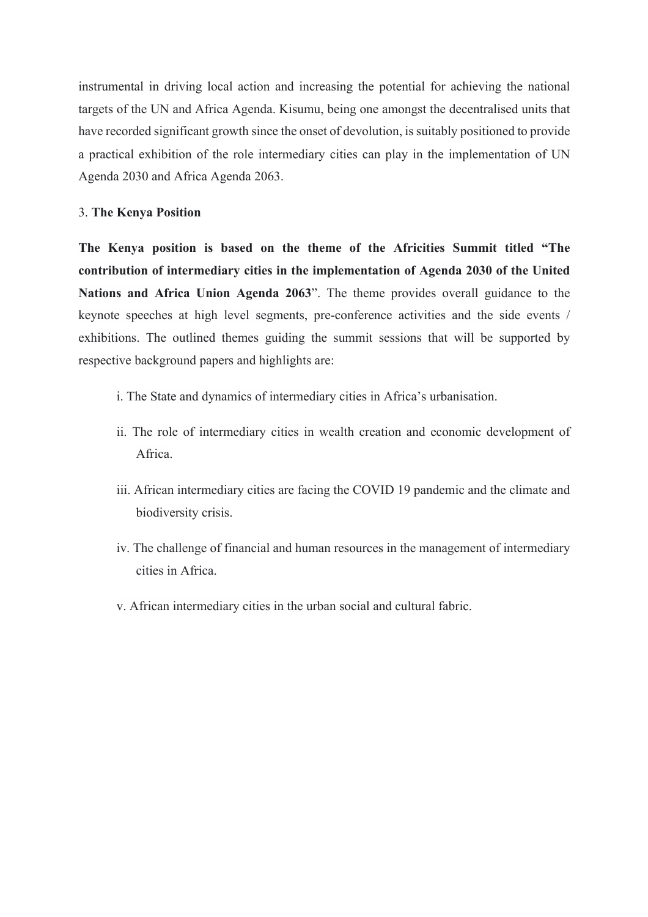instrumental in driving local action and increasing the potential for achieving the national targets of the UN and Africa Agenda. Kisumu, being one amongst the decentralised units that have recorded significant growth since the onset of devolution, is suitably positioned to provide a practical exhibition of the role intermediary cities can play in the implementation of UN Agenda 2030 and Africa Agenda 2063.

## 3. **The Kenya Position**

**The Kenya position is based on the theme of the Africities Summit titled "The contribution of intermediary cities in the implementation of Agenda 2030 of the United Nations and Africa Union Agenda 2063**". The theme provides overall guidance to the keynote speeches at high level segments, pre-conference activities and the side events / exhibitions. The outlined themes guiding the summit sessions that will be supported by respective background papers and highlights are:

i. The State and dynamics of intermediary cities in Africa's urbanisation.

ii. The role of intermediary cities in wealth creation and economic development of Africa.

iii. African intermediary cities are facing the COVID 19 pandemic and the climate and biodiversity crisis.

iv. The challenge of financial and human resources in the management of intermediary cities in Africa.

v. African intermediary cities in the urban social and cultural fabric.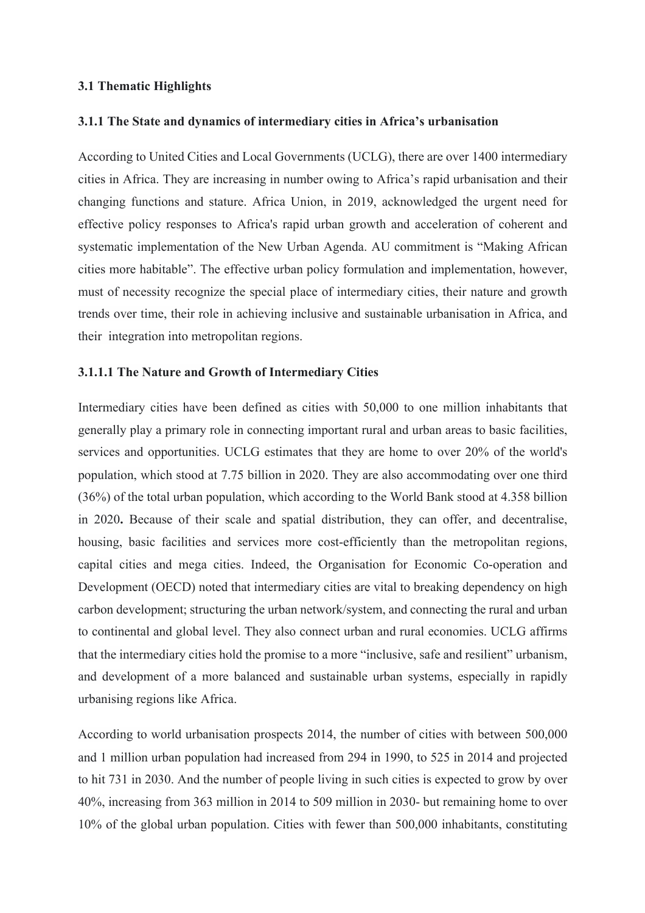### 3.1 Thematic Highlights

#### 3.1.1 The State and dynamics of intermediary cities in Africa's urbanisation

According to United Cities and Local Governments (UCLG), there are over 1400 intermediary cities in Africa. They are increasing in number owing to Africa's rapid urbanisation and their changing functions and stature. Africa Union, in 2019, acknowledged the urgent need for effective policy responses to Africa's rapid urban growth and acceleration of coherent and systematic implementation of the New Urban Agenda. AU commitment is "Making African cities more habitable". The effective urban policy formulation and implementation, however, must of necessity recognize the special place of intermediary cities, their nature and growth trends over time, their role in achieving inclusive and sustainable urbanisation in Africa, and their integration into metropolitan regions.

##### 3.1.1.1 The Nature and Growth of Intermediary Cities

Intermediary cities have been defined as cities with 50,000 to one million inhabitants that generally play a primary role in connecting important rural and urban areas to basic facilities, services and opportunities. UCLG estimates that they are home to over 20% of the world's population, which stood at 7.75 billion in 2020. They are also accommodating over one third (36%) of the total urban population, which according to the World Bank stood at 4.358 billion in 2020**.** Because of their scale and spatial distribution, they can offer, and decentralise, housing, basic facilities and services more cost-efficiently than the metropolitan regions, capital cities and mega cities. Indeed, the Organisation for Economic Co-operation and Development (OECD) noted that intermediary cities are vital to breaking dependency on high carbon development; structuring the urban network/system, and connecting the rural and urban to continental and global level. They also connect urban and rural economies. UCLG affirms that the intermediary cities hold the promise to a more "inclusive, safe and resilient" urbanism, and development of a more balanced and sustainable urban systems, especially in rapidly urbanising regions like Africa.

According to world urbanisation prospects 2014, the number of cities with between 500,000 and 1 million urban population had increased from 294 in 1990, to 525 in 2014 and projected to hit 731 in 2030. And the number of people living in such cities is expected to grow by over 40%, increasing from 363 million in 2014 to 509 million in 2030- but remaining home to over 10% of the global urban population. Cities with fewer than 500,000 inhabitants, constituting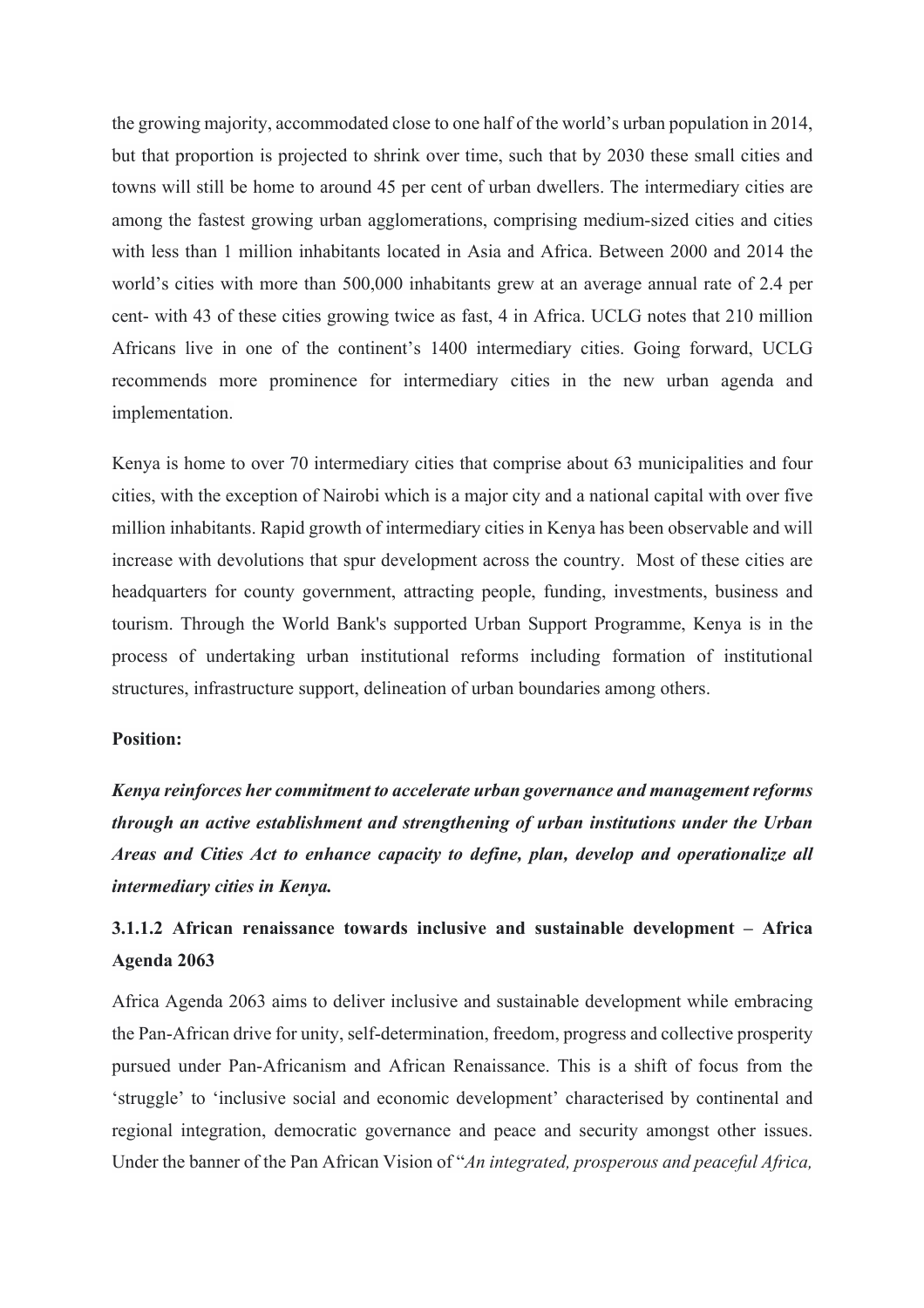the growing majority, accommodated close to one half of the world's urban population in 2014, but that proportion is projected to shrink over time, such that by 2030 these small cities and towns will still be home to around 45 per cent of urban dwellers. The intermediary cities are among the fastest growing urban agglomerations, comprising medium-sized cities and cities with less than 1 million inhabitants located in Asia and Africa. Between 2000 and 2014 the world's cities with more than 500,000 inhabitants grew at an average annual rate of 2.4 per cent- with 43 of these cities growing twice as fast, 4 in Africa. UCLG notes that 210 million Africans live in one of the continent's 1400 intermediary cities. Going forward, UCLG recommends more prominence for intermediary cities in the new urban agenda and implementation.

Kenya is home to over 70 intermediary cities that comprise about 63 municipalities and four cities, with the exception of Nairobi which is a major city and a national capital with over five million inhabitants. Rapid growth of intermediary cities in Kenya has been observable and will increase with devolutions that spur development across the country. Most of these cities are headquarters for county government, attracting people, funding, investments, business and tourism. Through the World Bank's supported Urban Support Programme, Kenya is in the process of undertaking urban institutional reforms including formation of institutional structures, infrastructure support, delineation of urban boundaries among others.

**Position:**

***Kenya reinforces her commitment to accelerate urban governance and management reforms through an active establishment and strengthening of urban institutions under the Urban Areas and Cities Act to enhance capacity to define, plan, develop and operationalize all intermediary cities in Kenya.***

#### 3.1.1.2 African renaissance towards inclusive and sustainable development – Africa Agenda 2063

Africa Agenda 2063 aims to deliver inclusive and sustainable development while embracing the Pan-African drive for unity, self-determination, freedom, progress and collective prosperity pursued under Pan-Africanism and African Renaissance. This is a shift of focus from the 'struggle' to 'inclusive social and economic development' characterised by continental and regional integration, democratic governance and peace and security amongst other issues. Under the banner of the Pan African Vision of "*An integrated, prosperous and peaceful Africa,*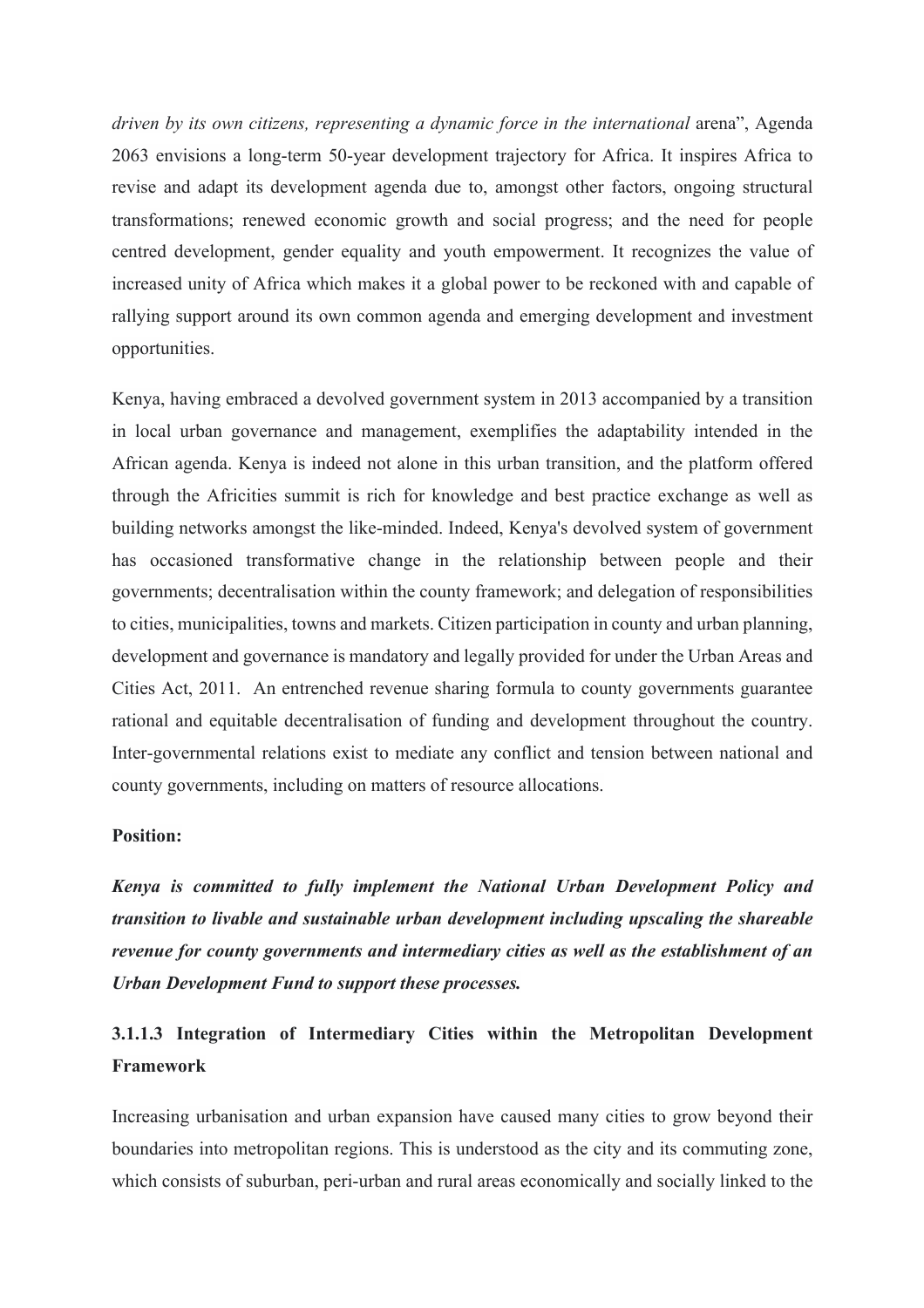*driven by its own citizens, representing a dynamic force in the international* arena", Agenda 2063 envisions a long-term 50-year development trajectory for Africa. It inspires Africa to revise and adapt its development agenda due to, amongst other factors, ongoing structural transformations; renewed economic growth and social progress; and the need for people centred development, gender equality and youth empowerment. It recognizes the value of increased unity of Africa which makes it a global power to be reckoned with and capable of rallying support around its own common agenda and emerging development and investment opportunities.

Kenya, having embraced a devolved government system in 2013 accompanied by a transition in local urban governance and management, exemplifies the adaptability intended in the African agenda. Kenya is indeed not alone in this urban transition, and the platform offered through the Africities summit is rich for knowledge and best practice exchange as well as building networks amongst the like-minded. Indeed, Kenya's devolved system of government has occasioned transformative change in the relationship between people and their governments; decentralisation within the county framework; and delegation of responsibilities to cities, municipalities, towns and markets. Citizen participation in county and urban planning, development and governance is mandatory and legally provided for under the Urban Areas and Cities Act, 2011. An entrenched revenue sharing formula to county governments guarantee rational and equitable decentralisation of funding and development throughout the country. Inter-governmental relations exist to mediate any conflict and tension between national and county governments, including on matters of resource allocations.

**Position:**

***Kenya is committed to fully implement the National Urban Development Policy and transition to livable and sustainable urban development including upscaling the shareable revenue for county governments and intermediary cities as well as the establishment of an Urban Development Fund to support these processes.***

### 3.1.1.3 Integration of Intermediary Cities within the Metropolitan Development Framework

Increasing urbanisation and urban expansion have caused many cities to grow beyond their boundaries into metropolitan regions. This is understood as the city and its commuting zone, which consists of suburban, peri-urban and rural areas economically and socially linked to the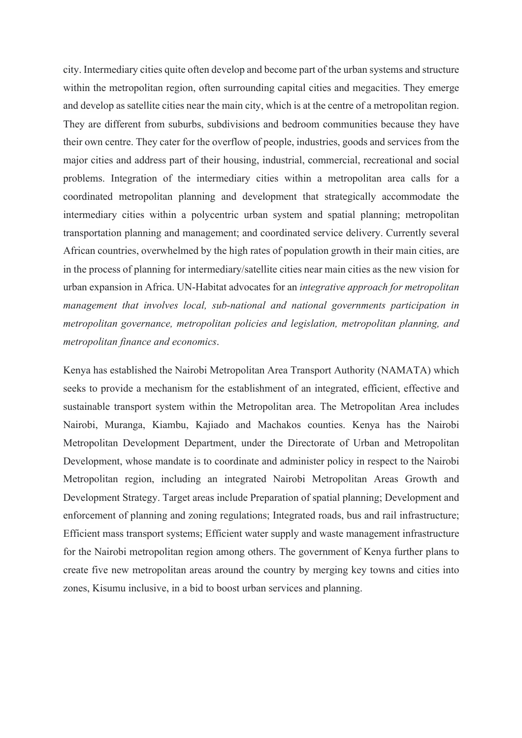city. Intermediary cities quite often develop and become part of the urban systems and structure within the metropolitan region, often surrounding capital cities and megacities. They emerge and develop as satellite cities near the main city, which is at the centre of a metropolitan region. They are different from suburbs, subdivisions and bedroom communities because they have their own centre. They cater for the overflow of people, industries, goods and services from the major cities and address part of their housing, industrial, commercial, recreational and social problems. Integration of the intermediary cities within a metropolitan area calls for a coordinated metropolitan planning and development that strategically accommodate the intermediary cities within a polycentric urban system and spatial planning; metropolitan transportation planning and management; and coordinated service delivery. Currently several African countries, overwhelmed by the high rates of population growth in their main cities, are in the process of planning for intermediary/satellite cities near main cities as the new vision for urban expansion in Africa. UN-Habitat advocates for an *integrative approach for metropolitan management that involves local, sub-national and national governments participation in metropolitan governance, metropolitan policies and legislation, metropolitan planning, and metropolitan finance and economics*.

Kenya has established the Nairobi Metropolitan Area Transport Authority (NAMATA) which seeks to provide a mechanism for the establishment of an integrated, efficient, effective and sustainable transport system within the Metropolitan area. The Metropolitan Area includes Nairobi, Muranga, Kiambu, Kajiado and Machakos counties. Kenya has the Nairobi Metropolitan Development Department, under the Directorate of Urban and Metropolitan Development, whose mandate is to coordinate and administer policy in respect to the Nairobi Metropolitan region, including an integrated Nairobi Metropolitan Areas Growth and Development Strategy. Target areas include Preparation of spatial planning; Development and enforcement of planning and zoning regulations; Integrated roads, bus and rail infrastructure; Efficient mass transport systems; Efficient water supply and waste management infrastructure for the Nairobi metropolitan region among others. The government of Kenya further plans to create five new metropolitan areas around the country by merging key towns and cities into zones, Kisumu inclusive, in a bid to boost urban services and planning.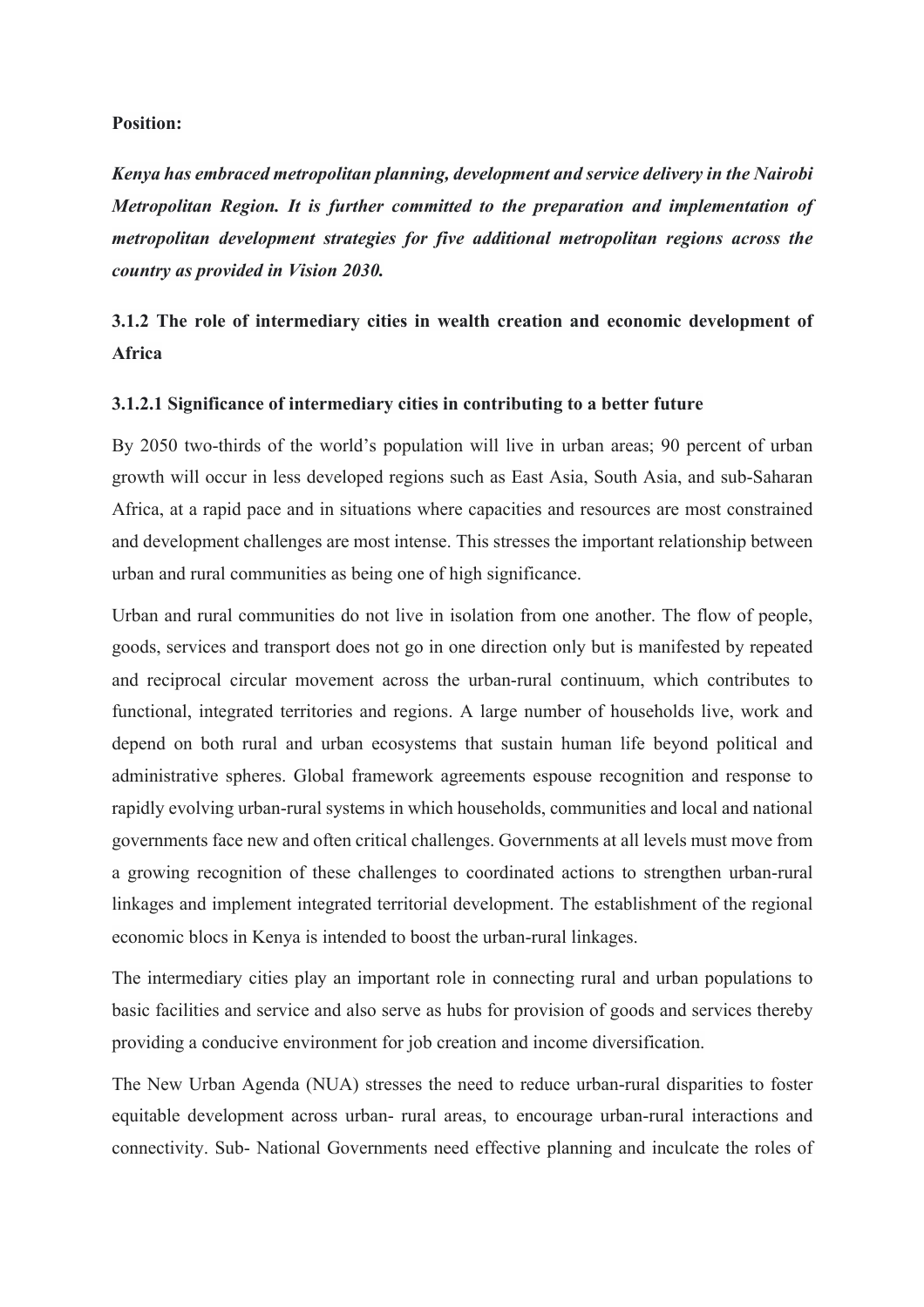**Position:**

***Kenya has embraced metropolitan planning, development and service delivery in the Nairobi Metropolitan Region. It is further committed to the preparation and implementation of metropolitan development strategies for five additional metropolitan regions across the country as provided in Vision 2030.***

### 3.1.2 The role of intermediary cities in wealth creation and economic development of Africa

#### 3.1.2.1 Significance of intermediary cities in contributing to a better future

By 2050 two-thirds of the world's population will live in urban areas; 90 percent of urban growth will occur in less developed regions such as East Asia, South Asia, and sub-Saharan Africa, at a rapid pace and in situations where capacities and resources are most constrained and development challenges are most intense. This stresses the important relationship between urban and rural communities as being one of high significance.

Urban and rural communities do not live in isolation from one another. The flow of people, goods, services and transport does not go in one direction only but is manifested by repeated and reciprocal circular movement across the urban-rural continuum, which contributes to functional, integrated territories and regions. A large number of households live, work and depend on both rural and urban ecosystems that sustain human life beyond political and administrative spheres. Global framework agreements espouse recognition and response to rapidly evolving urban-rural systems in which households, communities and local and national governments face new and often critical challenges. Governments at all levels must move from a growing recognition of these challenges to coordinated actions to strengthen urban-rural linkages and implement integrated territorial development. The establishment of the regional economic blocs in Kenya is intended to boost the urban-rural linkages.

The intermediary cities play an important role in connecting rural and urban populations to basic facilities and service and also serve as hubs for provision of goods and services thereby providing a conducive environment for job creation and income diversification.

The New Urban Agenda (NUA) stresses the need to reduce urban-rural disparities to foster equitable development across urban- rural areas, to encourage urban-rural interactions and connectivity. Sub- National Governments need effective planning and inculcate the roles of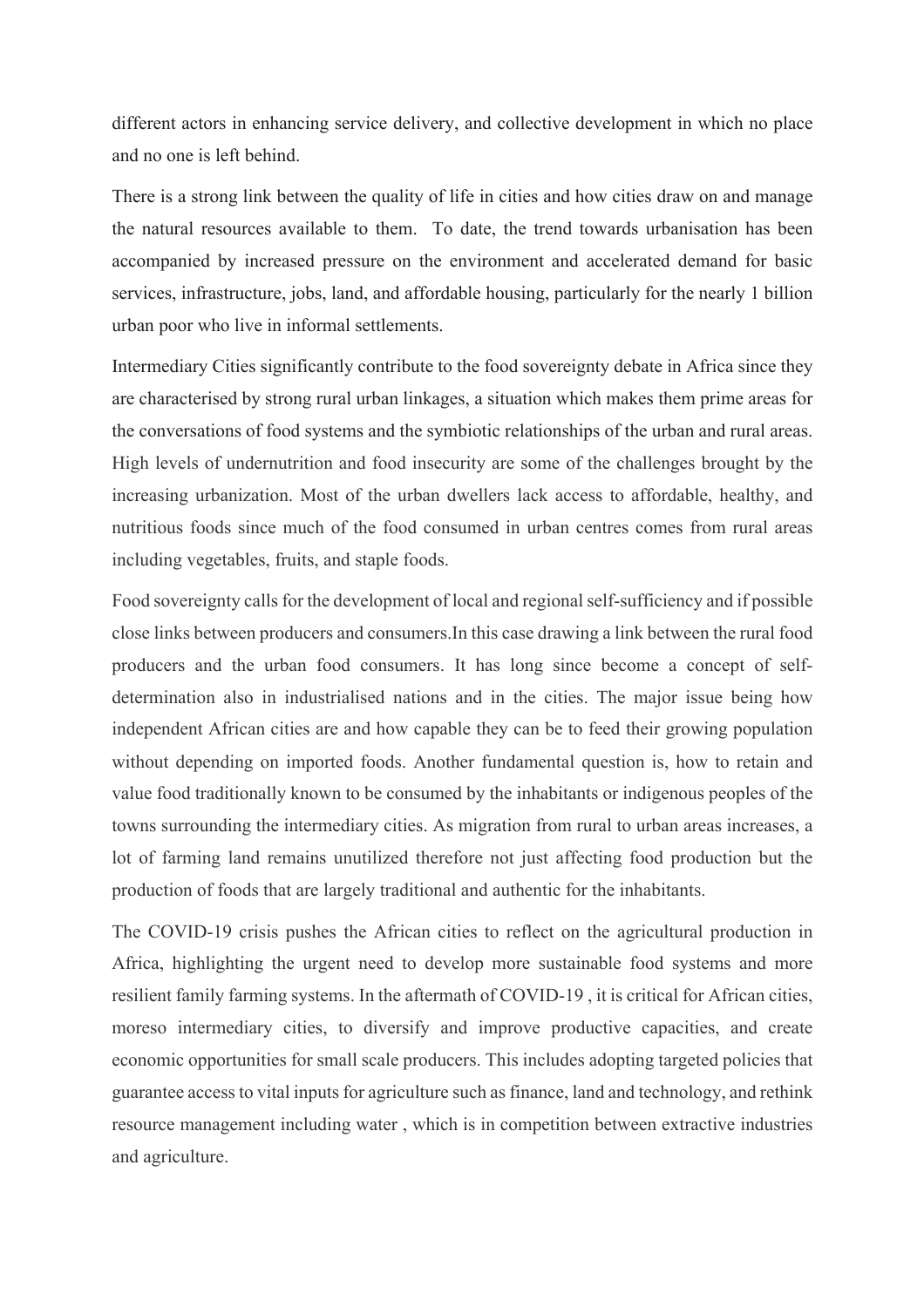different actors in enhancing service delivery, and collective development in which no place and no one is left behind.

There is a strong link between the quality of life in cities and how cities draw on and manage the natural resources available to them. To date, the trend towards urbanisation has been accompanied by increased pressure on the environment and accelerated demand for basic services, infrastructure, jobs, land, and affordable housing, particularly for the nearly 1 billion urban poor who live in informal settlements.

Intermediary Cities significantly contribute to the food sovereignty debate in Africa since they are characterised by strong rural urban linkages, a situation which makes them prime areas for the conversations of food systems and the symbiotic relationships of the urban and rural areas. High levels of undernutrition and food insecurity are some of the challenges brought by the increasing urbanization. Most of the urban dwellers lack access to affordable, healthy, and nutritious foods since much of the food consumed in urban centres comes from rural areas including vegetables, fruits, and staple foods.

Food sovereignty calls for the development of local and regional self-sufficiency and if possible close links between producers and consumers.In this case drawing a link between the rural food producers and the urban food consumers. It has long since become a concept of self-determination also in industrialised nations and in the cities. The major issue being how independent African cities are and how capable they can be to feed their growing population without depending on imported foods. Another fundamental question is, how to retain and value food traditionally known to be consumed by the inhabitants or indigenous peoples of the towns surrounding the intermediary cities. As migration from rural to urban areas increases, a lot of farming land remains unutilized therefore not just affecting food production but the production of foods that are largely traditional and authentic for the inhabitants.

The COVID-19 crisis pushes the African cities to reflect on the agricultural production in Africa, highlighting the urgent need to develop more sustainable food systems and more resilient family farming systems. In the aftermath of COVID-19 , it is critical for African cities, moreso intermediary cities, to diversify and improve productive capacities, and create economic opportunities for small scale producers. This includes adopting targeted policies that guarantee access to vital inputs for agriculture such as finance, land and technology, and rethink resource management including water , which is in competition between extractive industries and agriculture.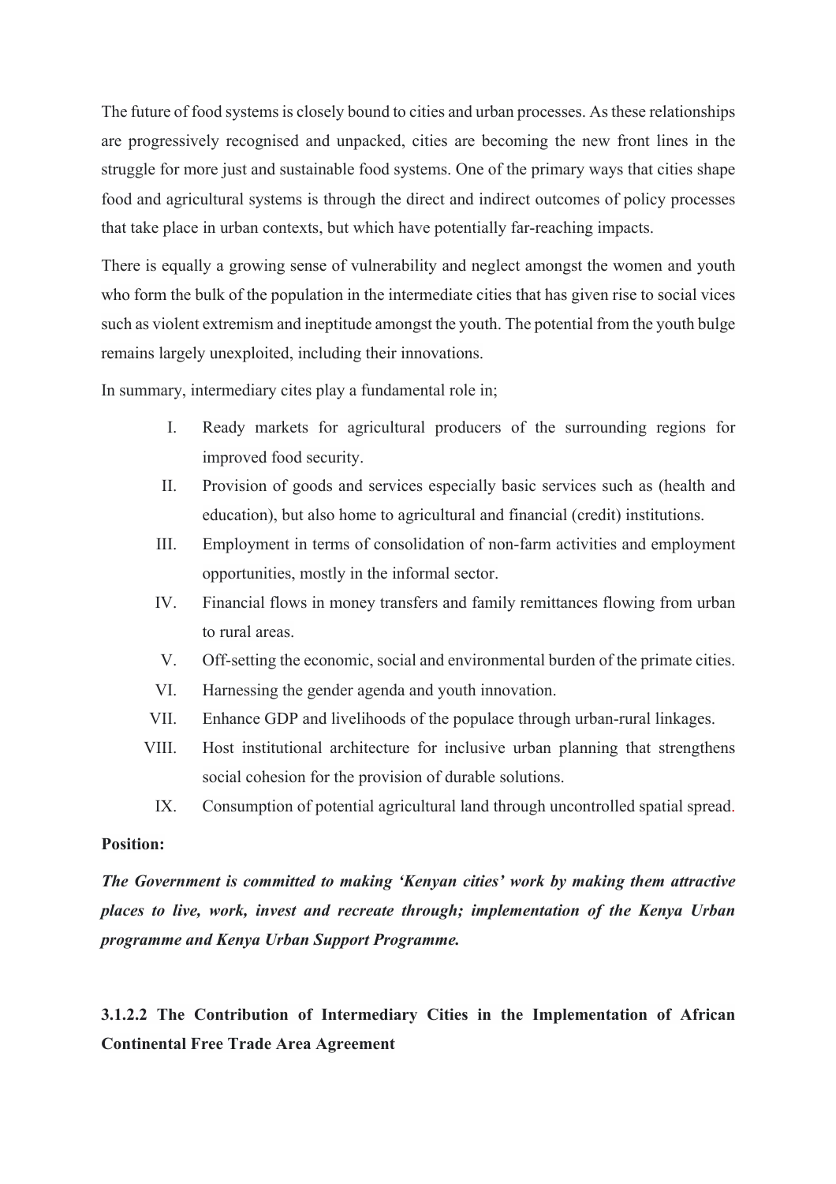The future of food systems is closely bound to cities and urban processes. As these relationships are progressively recognised and unpacked, cities are becoming the new front lines in the struggle for more just and sustainable food systems. One of the primary ways that cities shape food and agricultural systems is through the direct and indirect outcomes of policy processes that take place in urban contexts, but which have potentially far-reaching impacts.

There is equally a growing sense of vulnerability and neglect amongst the women and youth who form the bulk of the population in the intermediate cities that has given rise to social vices such as violent extremism and ineptitude amongst the youth. The potential from the youth bulge remains largely unexploited, including their innovations.

In summary, intermediary cites play a fundamental role in;

I. Ready markets for agricultural producers of the surrounding regions for improved food security.
II. Provision of goods and services especially basic services such as (health and education), but also home to agricultural and financial (credit) institutions.
III. Employment in terms of consolidation of non-farm activities and employment opportunities, mostly in the informal sector.
IV. Financial flows in money transfers and family remittances flowing from urban to rural areas.
V. Off-setting the economic, social and environmental burden of the primate cities.
VI. Harnessing the gender agenda and youth innovation.
VII. Enhance GDP and livelihoods of the populace through urban-rural linkages.
VIII. Host institutional architecture for inclusive urban planning that strengthens social cohesion for the provision of durable solutions.
IX. Consumption of potential agricultural land through uncontrolled spatial spread.

**Position:**

***The Government is committed to making 'Kenyan cities' work by making them attractive places to live, work, invest and recreate through; implementation of the Kenya Urban programme and Kenya Urban Support Programme.***

#### 3.1.2.2 The Contribution of Intermediary Cities in the Implementation of African Continental Free Trade Area Agreement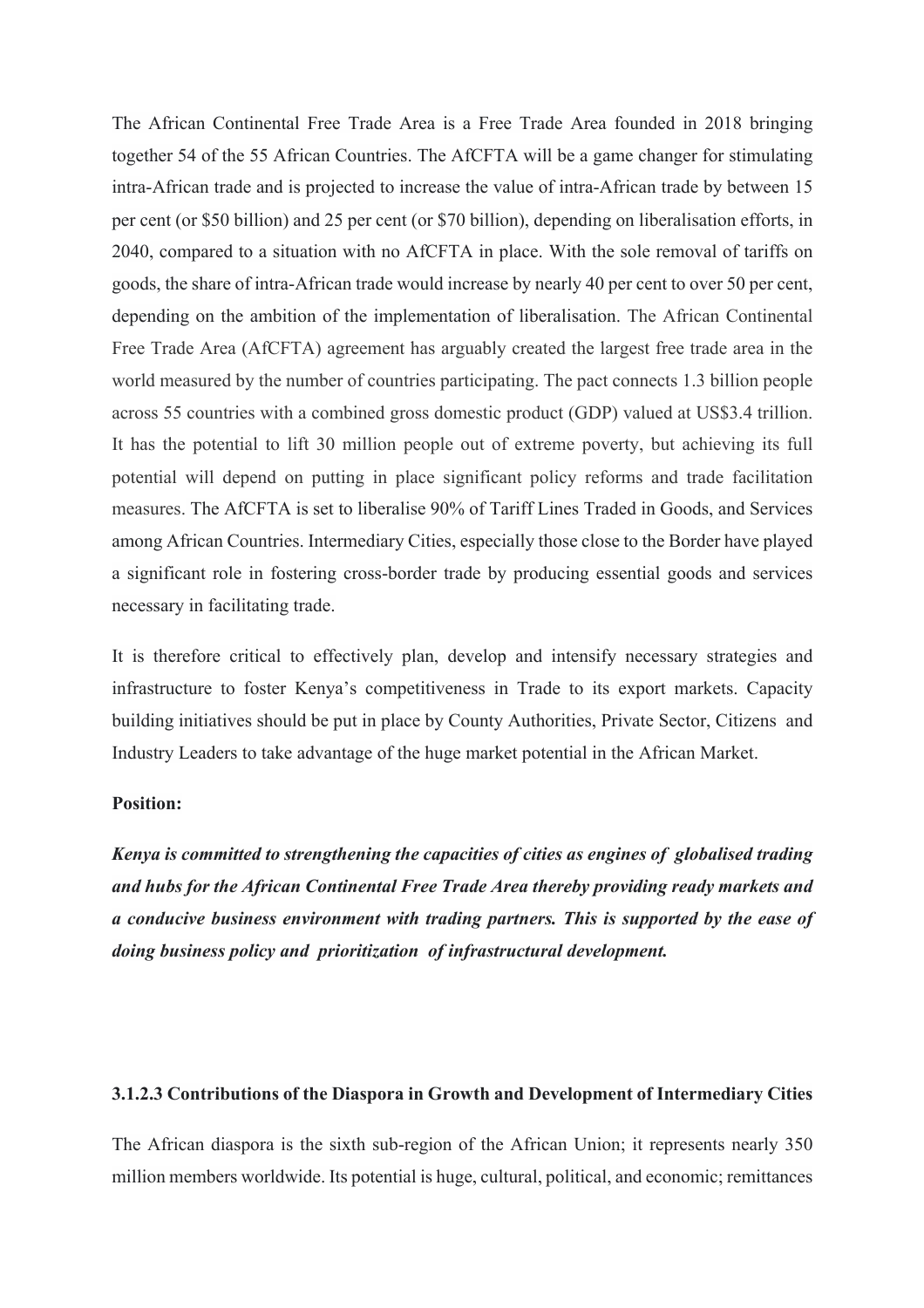The African Continental Free Trade Area is a Free Trade Area founded in 2018 bringing together 54 of the 55 African Countries. The AfCFTA will be a game changer for stimulating intra-African trade and is projected to increase the value of intra-African trade by between 15 per cent (or $50 billion) and 25 per cent (or $70 billion), depending on liberalisation efforts, in 2040, compared to a situation with no AfCFTA in place. With the sole removal of tariffs on goods, the share of intra-African trade would increase by nearly 40 per cent to over 50 per cent, depending on the ambition of the implementation of liberalisation. The African Continental Free Trade Area (AfCFTA) agreement has arguably created the largest free trade area in the world measured by the number of countries participating. The pact connects 1.3 billion people across 55 countries with a combined gross domestic product (GDP) valued at US$3.4 trillion. It has the potential to lift 30 million people out of extreme poverty, but achieving its full potential will depend on putting in place significant policy reforms and trade facilitation measures. The AfCFTA is set to liberalise 90% of Tariff Lines Traded in Goods, and Services among African Countries. Intermediary Cities, especially those close to the Border have played a significant role in fostering cross-border trade by producing essential goods and services necessary in facilitating trade.

It is therefore critical to effectively plan, develop and intensify necessary strategies and infrastructure to foster Kenya's competitiveness in Trade to its export markets. Capacity building initiatives should be put in place by County Authorities, Private Sector, Citizens and Industry Leaders to take advantage of the huge market potential in the African Market.

**Position:**

***Kenya is committed to strengthening the capacities of cities as engines of globalised trading and hubs for the African Continental Free Trade Area thereby providing ready markets and a conducive business environment with trading partners. This is supported by the ease of doing business policy and prioritization of infrastructural development.***

#### 3.1.2.3 Contributions of the Diaspora in Growth and Development of Intermediary Cities

The African diaspora is the sixth sub-region of the African Union; it represents nearly 350 million members worldwide. Its potential is huge, cultural, political, and economic; remittances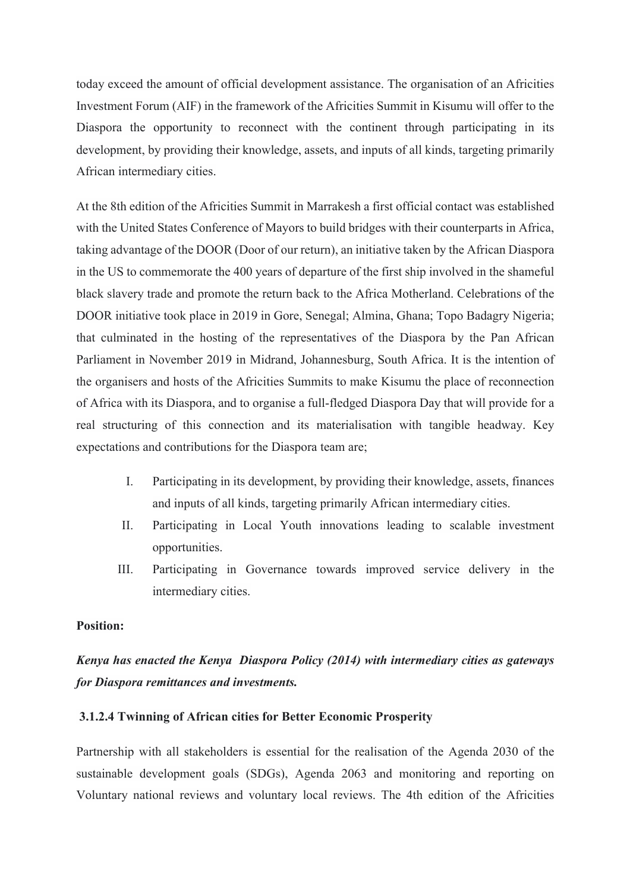today exceed the amount of official development assistance. The organisation of an Africities Investment Forum (AIF) in the framework of the Africities Summit in Kisumu will offer to the Diaspora the opportunity to reconnect with the continent through participating in its development, by providing their knowledge, assets, and inputs of all kinds, targeting primarily African intermediary cities.

At the 8th edition of the Africities Summit in Marrakesh a first official contact was established with the United States Conference of Mayors to build bridges with their counterparts in Africa, taking advantage of the DOOR (Door of our return), an initiative taken by the African Diaspora in the US to commemorate the 400 years of departure of the first ship involved in the shameful black slavery trade and promote the return back to the Africa Motherland. Celebrations of the DOOR initiative took place in 2019 in Gore, Senegal; Almina, Ghana; Topo Badagry Nigeria; that culminated in the hosting of the representatives of the Diaspora by the Pan African Parliament in November 2019 in Midrand, Johannesburg, South Africa. It is the intention of the organisers and hosts of the Africities Summits to make Kisumu the place of reconnection of Africa with its Diaspora, and to organise a full-fledged Diaspora Day that will provide for a real structuring of this connection and its materialisation with tangible headway. Key expectations and contributions for the Diaspora team are;

I. Participating in its development, by providing their knowledge, assets, finances and inputs of all kinds, targeting primarily African intermediary cities.
II. Participating in Local Youth innovations leading to scalable investment opportunities.
III. Participating in Governance towards improved service delivery in the intermediary cities.

**Position:**

***Kenya has enacted the Kenya Diaspora Policy (2014) with intermediary cities as gateways for Diaspora remittances and investments.***

#### 3.1.2.4 Twinning of African cities for Better Economic Prosperity

Partnership with all stakeholders is essential for the realisation of the Agenda 2030 of the sustainable development goals (SDGs), Agenda 2063 and monitoring and reporting on Voluntary national reviews and voluntary local reviews. The 4th edition of the Africities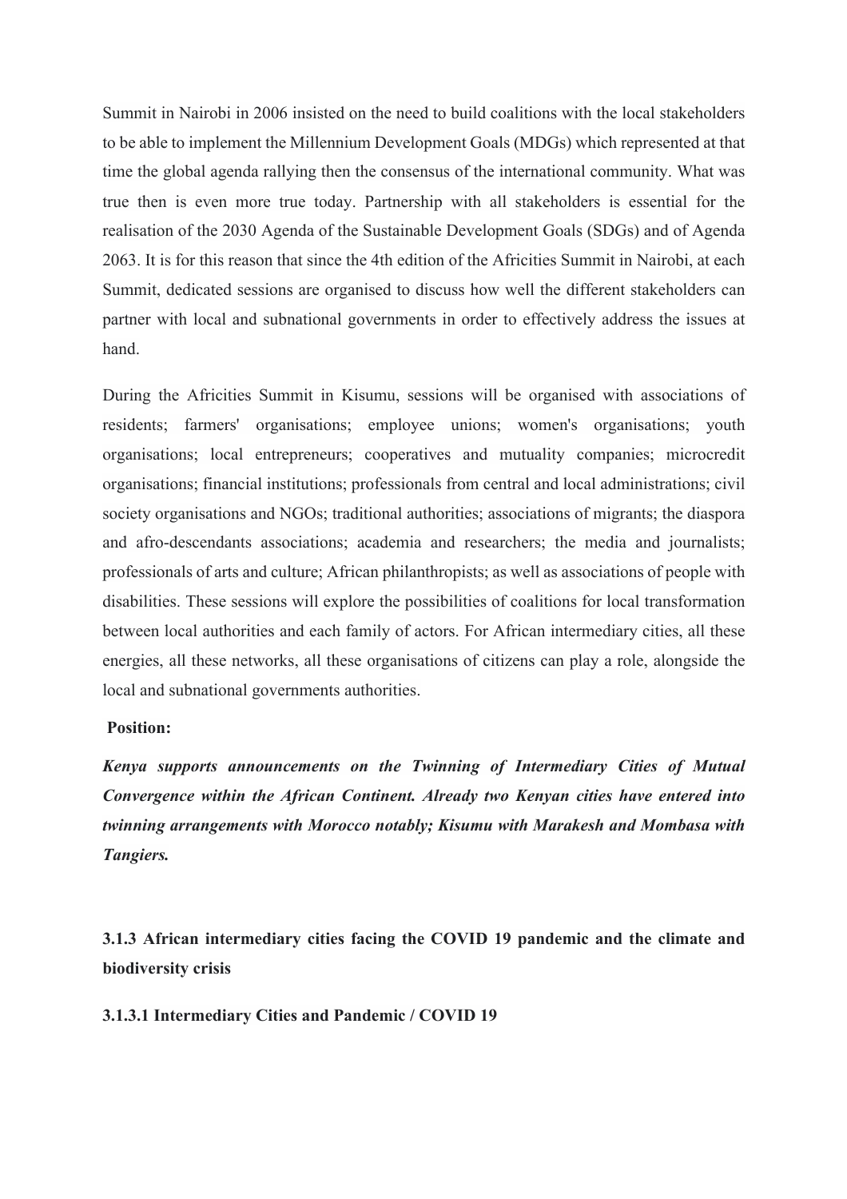Summit in Nairobi in 2006 insisted on the need to build coalitions with the local stakeholders to be able to implement the Millennium Development Goals (MDGs) which represented at that time the global agenda rallying then the consensus of the international community. What was true then is even more true today. Partnership with all stakeholders is essential for the realisation of the 2030 Agenda of the Sustainable Development Goals (SDGs) and of Agenda 2063. It is for this reason that since the 4th edition of the Africities Summit in Nairobi, at each Summit, dedicated sessions are organised to discuss how well the different stakeholders can partner with local and subnational governments in order to effectively address the issues at hand.

During the Africities Summit in Kisumu, sessions will be organised with associations of residents; farmers' organisations; employee unions; women's organisations; youth organisations; local entrepreneurs; cooperatives and mutuality companies; microcredit organisations; financial institutions; professionals from central and local administrations; civil society organisations and NGOs; traditional authorities; associations of migrants; the diaspora and afro-descendants associations; academia and researchers; the media and journalists; professionals of arts and culture; African philanthropists; as well as associations of people with disabilities. These sessions will explore the possibilities of coalitions for local transformation between local authorities and each family of actors. For African intermediary cities, all these energies, all these networks, all these organisations of citizens can play a role, alongside the local and subnational governments authorities.

**Position:**

***Kenya supports announcements on the Twinning of Intermediary Cities of Mutual Convergence within the African Continent. Already two Kenyan cities have entered into twinning arrangements with Morocco notably; Kisumu with Marakesh and Mombasa with Tangiers.***

### 3.1.3 African intermediary cities facing the COVID 19 pandemic and the climate and biodiversity crisis

#### 3.1.3.1 Intermediary Cities and Pandemic / COVID 19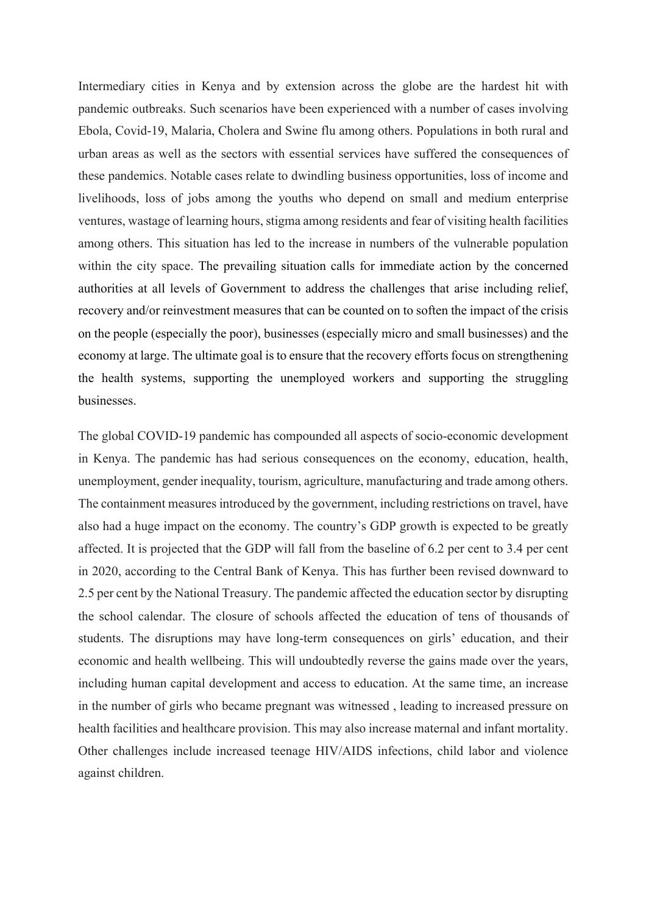Intermediary cities in Kenya and by extension across the globe are the hardest hit with pandemic outbreaks. Such scenarios have been experienced with a number of cases involving Ebola, Covid-19, Malaria, Cholera and Swine flu among others. Populations in both rural and urban areas as well as the sectors with essential services have suffered the consequences of these pandemics. Notable cases relate to dwindling business opportunities, loss of income and livelihoods, loss of jobs among the youths who depend on small and medium enterprise ventures, wastage of learning hours, stigma among residents and fear of visiting health facilities among others. This situation has led to the increase in numbers of the vulnerable population within the city space. The prevailing situation calls for immediate action by the concerned authorities at all levels of Government to address the challenges that arise including relief, recovery and/or reinvestment measures that can be counted on to soften the impact of the crisis on the people (especially the poor), businesses (especially micro and small businesses) and the economy at large. The ultimate goal is to ensure that the recovery efforts focus on strengthening the health systems, supporting the unemployed workers and supporting the struggling businesses.

The global COVID-19 pandemic has compounded all aspects of socio-economic development in Kenya. The pandemic has had serious consequences on the economy, education, health, unemployment, gender inequality, tourism, agriculture, manufacturing and trade among others. The containment measures introduced by the government, including restrictions on travel, have also had a huge impact on the economy. The country's GDP growth is expected to be greatly affected. It is projected that the GDP will fall from the baseline of 6.2 per cent to 3.4 per cent in 2020, according to the Central Bank of Kenya. This has further been revised downward to 2.5 per cent by the National Treasury. The pandemic affected the education sector by disrupting the school calendar. The closure of schools affected the education of tens of thousands of students. The disruptions may have long-term consequences on girls' education, and their economic and health wellbeing. This will undoubtedly reverse the gains made over the years, including human capital development and access to education. At the same time, an increase in the number of girls who became pregnant was witnessed , leading to increased pressure on health facilities and healthcare provision. This may also increase maternal and infant mortality. Other challenges include increased teenage HIV/AIDS infections, child labor and violence against children.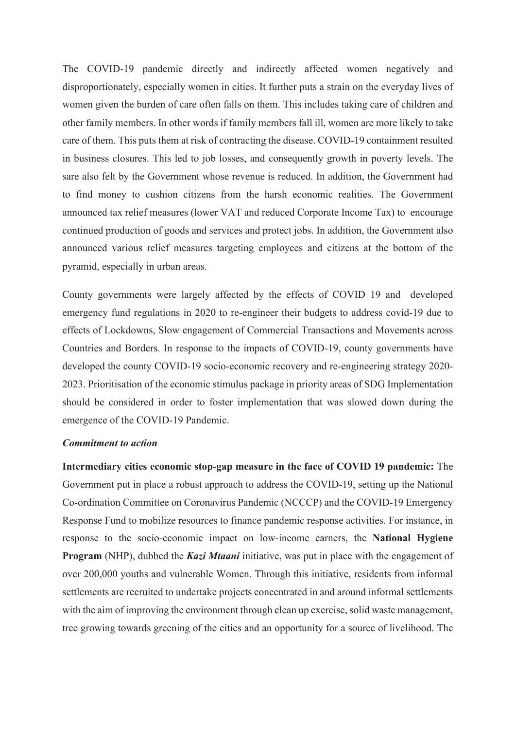The COVID-19 pandemic directly and indirectly affected women negatively and disproportionately, especially women in cities. It further puts a strain on the everyday lives of women given the burden of care often falls on them. This includes taking care of children and other family members. In other words if family members fall ill, women are more likely to take care of them. This puts them at risk of contracting the disease. COVID-19 containment resulted in business closures. This led to job losses, and consequently growth in poverty levels. The sare also felt by the Government whose revenue is reduced. In addition, the Government had to find money to cushion citizens from the harsh economic realities. The Government announced tax relief measures (lower VAT and reduced Corporate Income Tax) to encourage continued production of goods and services and protect jobs. In addition, the Government also announced various relief measures targeting employees and citizens at the bottom of the pyramid, especially in urban areas.

County governments were largely affected by the effects of COVID 19 and developed emergency fund regulations in 2020 to re-engineer their budgets to address covid-19 due to effects of Lockdowns, Slow engagement of Commercial Transactions and Movements across Countries and Borders. In response to the impacts of COVID-19, county governments have developed the county COVID-19 socio-economic recovery and re-engineering strategy 2020-2023. Prioritisation of the economic stimulus package in priority areas of SDG Implementation should be considered in order to foster implementation that was slowed down during the emergence of the COVID-19 Pandemic.

***Commitment to action***

**Intermediary cities economic stop-gap measure in the face of COVID 19 pandemic:** The Government put in place a robust approach to address the COVID-19, setting up the National Co-ordination Committee on Coronavirus Pandemic (NCCCP) and the COVID-19 Emergency Response Fund to mobilize resources to finance pandemic response activities. For instance, in response to the socio-economic impact on low-income earners, the **National Hygiene Program** (NHP), dubbed the ***Kazi Mtaani*** initiative, was put in place with the engagement of over 200,000 youths and vulnerable Women. Through this initiative, residents from informal settlements are recruited to undertake projects concentrated in and around informal settlements with the aim of improving the environment through clean up exercise, solid waste management, tree growing towards greening of the cities and an opportunity for a source of livelihood. The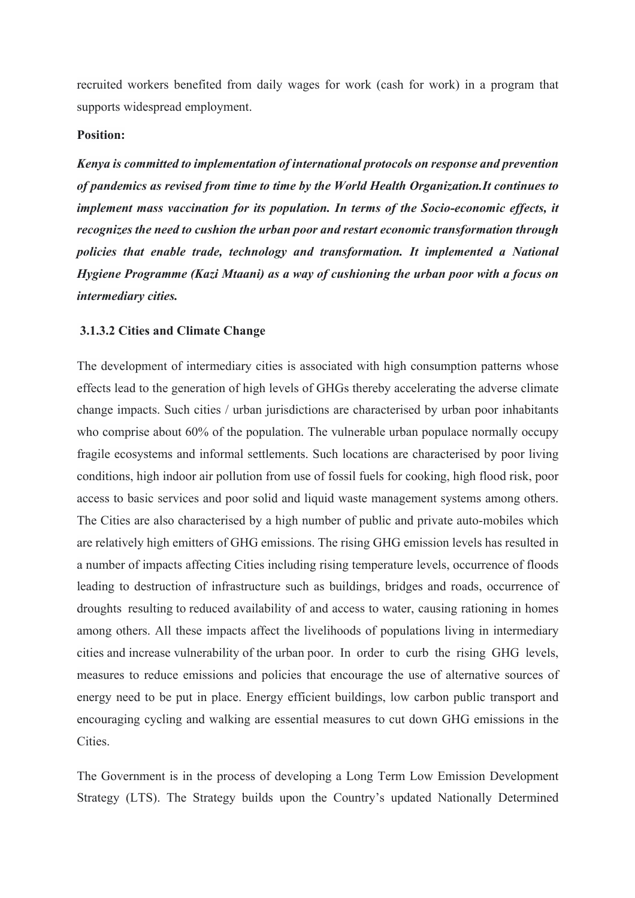recruited workers benefited from daily wages for work (cash for work) in a program that supports widespread employment.

**Position:**

***Kenya is committed to implementation of international protocols on response and prevention of pandemics as revised from time to time by the World Health Organization.It continues to implement mass vaccination for its population. In terms of the Socio-economic effects, it recognizes the need to cushion the urban poor and restart economic transformation through policies that enable trade, technology and transformation. It implemented a National Hygiene Programme (Kazi Mtaani) as a way of cushioning the urban poor with a focus on intermediary cities.***

#### 3.1.3.2 Cities and Climate Change

The development of intermediary cities is associated with high consumption patterns whose effects lead to the generation of high levels of GHGs thereby accelerating the adverse climate change impacts. Such cities / urban jurisdictions are characterised by urban poor inhabitants who comprise about 60% of the population. The vulnerable urban populace normally occupy fragile ecosystems and informal settlements. Such locations are characterised by poor living conditions, high indoor air pollution from use of fossil fuels for cooking, high flood risk, poor access to basic services and poor solid and liquid waste management systems among others. The Cities are also characterised by a high number of public and private auto-mobiles which are relatively high emitters of GHG emissions. The rising GHG emission levels has resulted in a number of impacts affecting Cities including rising temperature levels, occurrence of floods leading to destruction of infrastructure such as buildings, bridges and roads, occurrence of droughts resulting to reduced availability of and access to water, causing rationing in homes among others. All these impacts affect the livelihoods of populations living in intermediary cities and increase vulnerability of the urban poor. In order to curb the rising GHG levels, measures to reduce emissions and policies that encourage the use of alternative sources of energy need to be put in place. Energy efficient buildings, low carbon public transport and encouraging cycling and walking are essential measures to cut down GHG emissions in the Cities.

The Government is in the process of developing a Long Term Low Emission Development Strategy (LTS). The Strategy builds upon the Country's updated Nationally Determined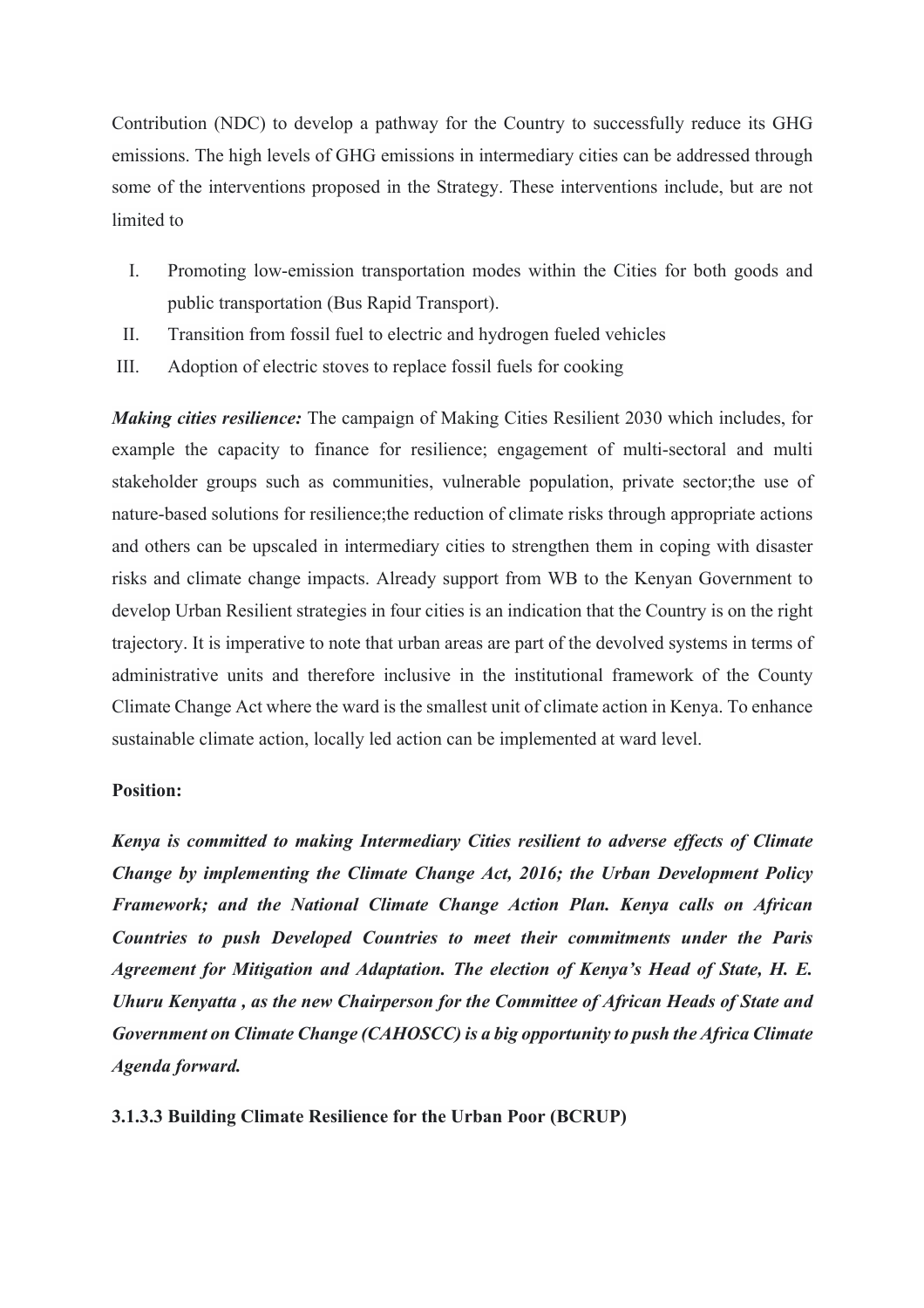Contribution (NDC) to develop a pathway for the Country to successfully reduce its GHG emissions. The high levels of GHG emissions in intermediary cities can be addressed through some of the interventions proposed in the Strategy. These interventions include, but are not limited to

I. Promoting low-emission transportation modes within the Cities for both goods and public transportation (Bus Rapid Transport).
II. Transition from fossil fuel to electric and hydrogen fueled vehicles
III. Adoption of electric stoves to replace fossil fuels for cooking

***Making cities resilience:*** The campaign of Making Cities Resilient 2030 which includes, for example the capacity to finance for resilience; engagement of multi-sectoral and multi stakeholder groups such as communities, vulnerable population, private sector;the use of nature-based solutions for resilience;the reduction of climate risks through appropriate actions and others can be upscaled in intermediary cities to strengthen them in coping with disaster risks and climate change impacts. Already support from WB to the Kenyan Government to develop Urban Resilient strategies in four cities is an indication that the Country is on the right trajectory. It is imperative to note that urban areas are part of the devolved systems in terms of administrative units and therefore inclusive in the institutional framework of the County Climate Change Act where the ward is the smallest unit of climate action in Kenya. To enhance sustainable climate action, locally led action can be implemented at ward level.

**Position:**

***Kenya is committed to making Intermediary Cities resilient to adverse effects of Climate Change by implementing the Climate Change Act, 2016; the Urban Development Policy Framework; and the National Climate Change Action Plan. Kenya calls on African Countries to push Developed Countries to meet their commitments under the Paris Agreement for Mitigation and Adaptation. The election of Kenya's Head of State, H. E. Uhuru Kenyatta , as the new Chairperson for the Committee of African Heads of State and Government on Climate Change (CAHOSCC) is a big opportunity to push the Africa Climate Agenda forward.***

**3.1.3.3 Building Climate Resilience for the Urban Poor (BCRUP)**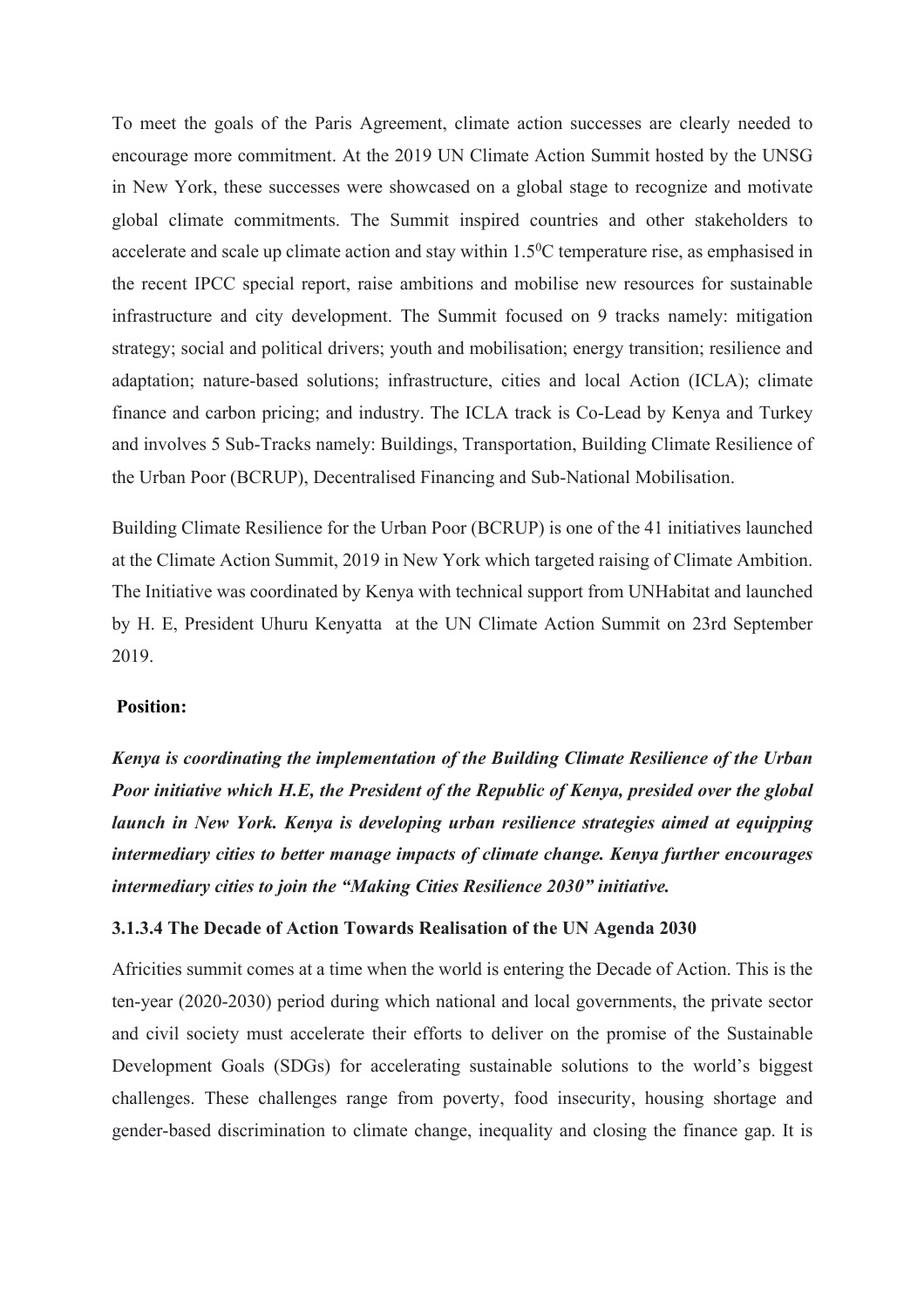To meet the goals of the Paris Agreement, climate action successes are clearly needed to encourage more commitment. At the 2019 UN Climate Action Summit hosted by the UNSG in New York, these successes were showcased on a global stage to recognize and motivate global climate commitments. The Summit inspired countries and other stakeholders to accelerate and scale up climate action and stay within 1.5$^{0}$C temperature rise, as emphasised in the recent IPCC special report, raise ambitions and mobilise new resources for sustainable infrastructure and city development. The Summit focused on 9 tracks namely: mitigation strategy; social and political drivers; youth and mobilisation; energy transition; resilience and adaptation; nature-based solutions; infrastructure, cities and local Action (ICLA); climate finance and carbon pricing; and industry. The ICLA track is Co-Lead by Kenya and Turkey and involves 5 Sub-Tracks namely: Buildings, Transportation, Building Climate Resilience of the Urban Poor (BCRUP), Decentralised Financing and Sub-National Mobilisation.

Building Climate Resilience for the Urban Poor (BCRUP) is one of the 41 initiatives launched at the Climate Action Summit, 2019 in New York which targeted raising of Climate Ambition. The Initiative was coordinated by Kenya with technical support from UNHabitat and launched by H. E, President Uhuru Kenyatta at the UN Climate Action Summit on 23rd September 2019.

**Position:**

***Kenya is coordinating the implementation of the Building Climate Resilience of the Urban Poor initiative which H.E, the President of the Republic of Kenya, presided over the global launch in New York. Kenya is developing urban resilience strategies aimed at equipping intermediary cities to better manage impacts of climate change. Kenya further encourages intermediary cities to join the "Making Cities Resilience 2030" initiative.***

#### 3.1.3.4 The Decade of Action Towards Realisation of the UN Agenda 2030

Africities summit comes at a time when the world is entering the Decade of Action. This is the ten-year (2020-2030) period during which national and local governments, the private sector and civil society must accelerate their efforts to deliver on the promise of the Sustainable Development Goals (SDGs) for accelerating sustainable solutions to the world's biggest challenges. These challenges range from poverty, food insecurity, housing shortage and gender-based discrimination to climate change, inequality and closing the finance gap. It is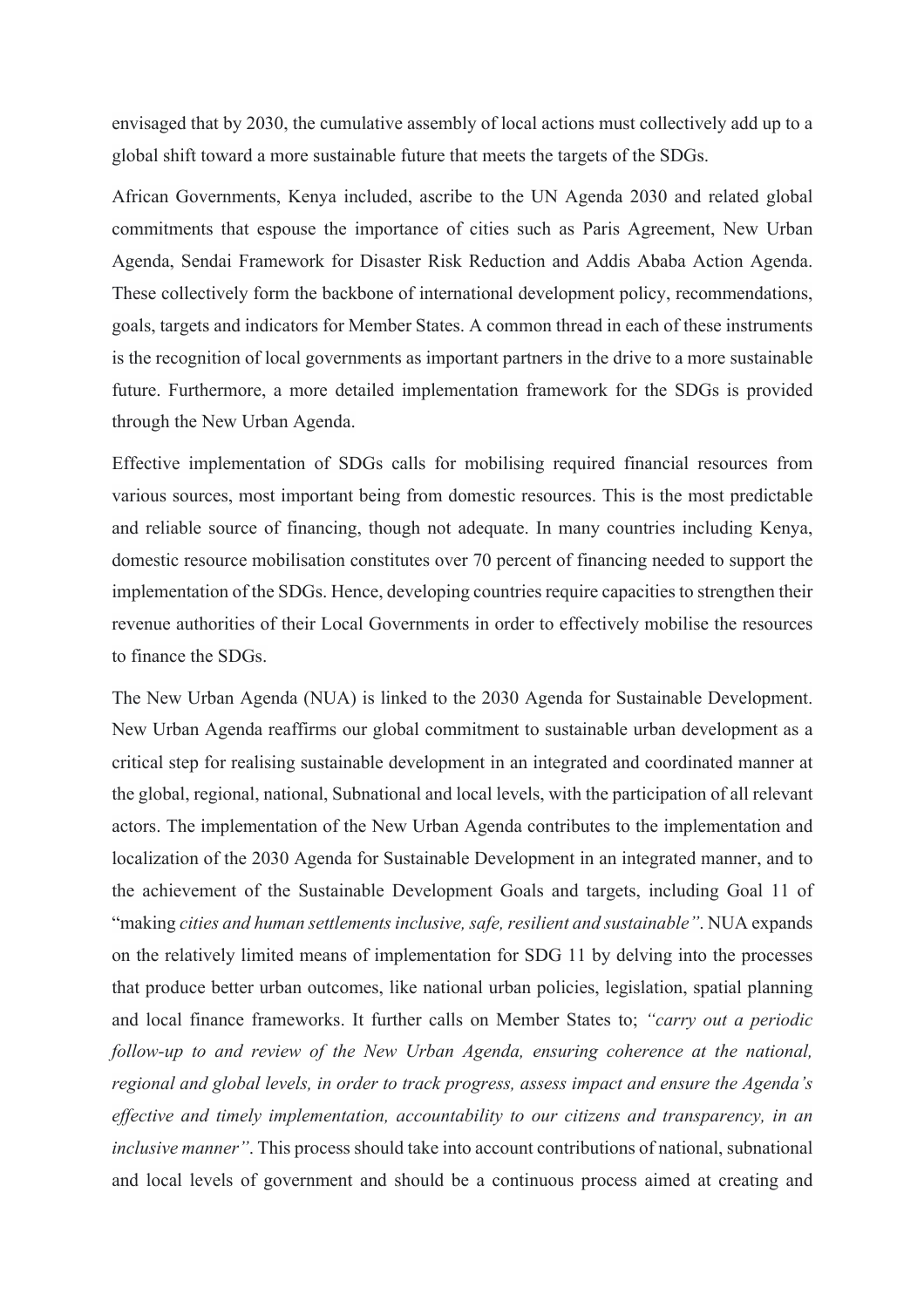envisaged that by 2030, the cumulative assembly of local actions must collectively add up to a global shift toward a more sustainable future that meets the targets of the SDGs.

African Governments, Kenya included, ascribe to the UN Agenda 2030 and related global commitments that espouse the importance of cities such as Paris Agreement, New Urban Agenda, Sendai Framework for Disaster Risk Reduction and Addis Ababa Action Agenda. These collectively form the backbone of international development policy, recommendations, goals, targets and indicators for Member States. A common thread in each of these instruments is the recognition of local governments as important partners in the drive to a more sustainable future. Furthermore, a more detailed implementation framework for the SDGs is provided through the New Urban Agenda.

Effective implementation of SDGs calls for mobilising required financial resources from various sources, most important being from domestic resources. This is the most predictable and reliable source of financing, though not adequate. In many countries including Kenya, domestic resource mobilisation constitutes over 70 percent of financing needed to support the implementation of the SDGs. Hence, developing countries require capacities to strengthen their revenue authorities of their Local Governments in order to effectively mobilise the resources to finance the SDGs.

The New Urban Agenda (NUA) is linked to the 2030 Agenda for Sustainable Development. New Urban Agenda reaffirms our global commitment to sustainable urban development as a critical step for realising sustainable development in an integrated and coordinated manner at the global, regional, national, Subnational and local levels, with the participation of all relevant actors. The implementation of the New Urban Agenda contributes to the implementation and localization of the 2030 Agenda for Sustainable Development in an integrated manner, and to the achievement of the Sustainable Development Goals and targets, including Goal 11 of "making *cities and human settlements inclusive, safe, resilient and sustainable"*. NUA expands on the relatively limited means of implementation for SDG 11 by delving into the processes that produce better urban outcomes, like national urban policies, legislation, spatial planning and local finance frameworks. It further calls on Member States to; *"carry out a periodic follow-up to and review of the New Urban Agenda, ensuring coherence at the national, regional and global levels, in order to track progress, assess impact and ensure the Agenda's effective and timely implementation, accountability to our citizens and transparency, in an inclusive manner"*. This process should take into account contributions of national, subnational and local levels of government and should be a continuous process aimed at creating and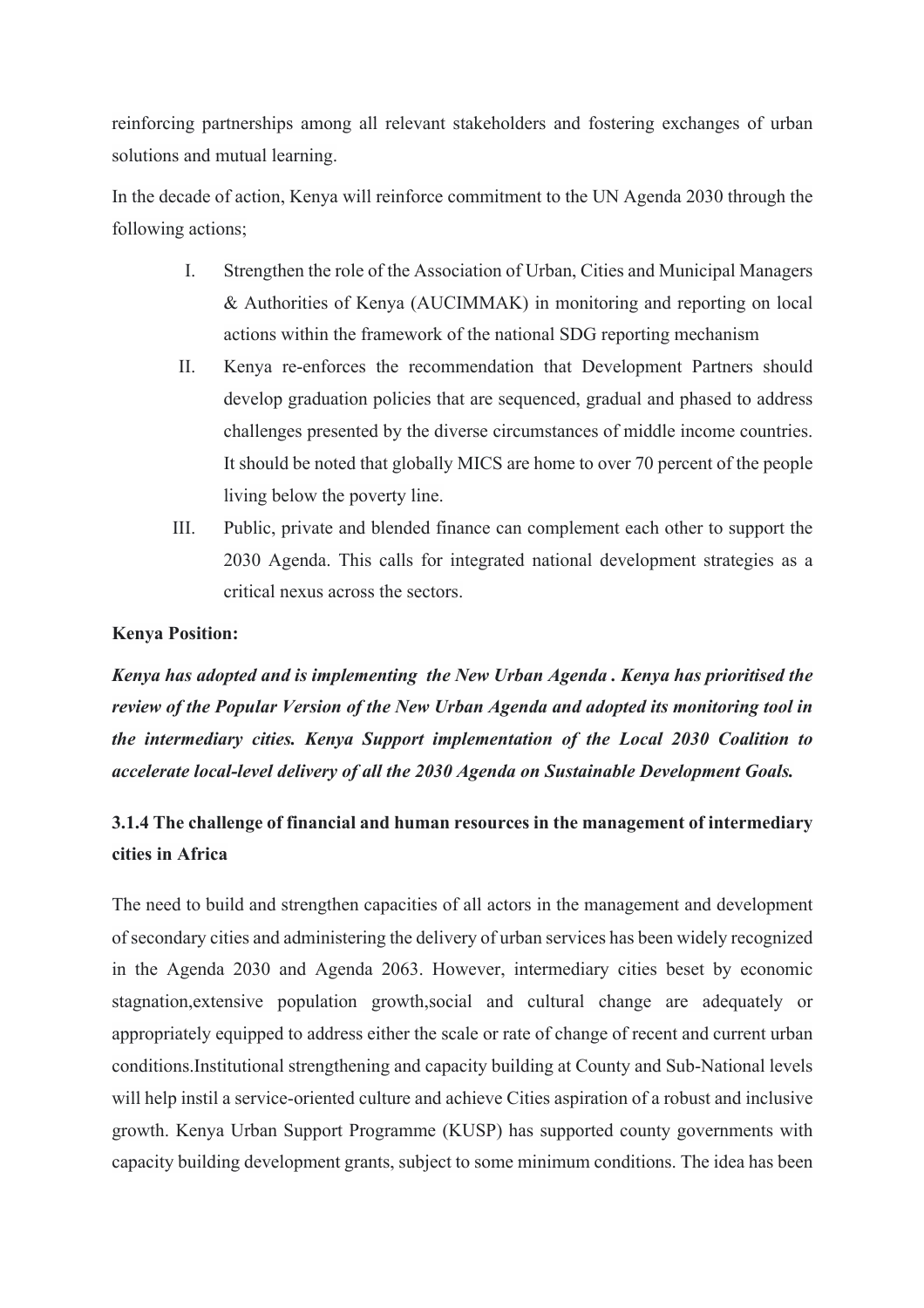reinforcing partnerships among all relevant stakeholders and fostering exchanges of urban solutions and mutual learning.

In the decade of action, Kenya will reinforce commitment to the UN Agenda 2030 through the following actions;

I. Strengthen the role of the Association of Urban, Cities and Municipal Managers & Authorities of Kenya (AUCIMMAK) in monitoring and reporting on local actions within the framework of the national SDG reporting mechanism

II. Kenya re-enforces the recommendation that Development Partners should develop graduation policies that are sequenced, gradual and phased to address challenges presented by the diverse circumstances of middle income countries. It should be noted that globally MICS are home to over 70 percent of the people living below the poverty line.

III. Public, private and blended finance can complement each other to support the 2030 Agenda. This calls for integrated national development strategies as a critical nexus across the sectors.

**Kenya Position:**

***Kenya has adopted and is implementing the New Urban Agenda . Kenya has prioritised the review of the Popular Version of the New Urban Agenda and adopted its monitoring tool in the intermediary cities. Kenya Support implementation of the Local 2030 Coalition to accelerate local-level delivery of all the 2030 Agenda on Sustainable Development Goals.***

### 3.1.4 The challenge of financial and human resources in the management of intermediary cities in Africa

The need to build and strengthen capacities of all actors in the management and development of secondary cities and administering the delivery of urban services has been widely recognized in the Agenda 2030 and Agenda 2063. However, intermediary cities beset by economic stagnation,extensive population growth,social and cultural change are adequately or appropriately equipped to address either the scale or rate of change of recent and current urban conditions.Institutional strengthening and capacity building at County and Sub-National levels will help instil a service-oriented culture and achieve Cities aspiration of a robust and inclusive growth. Kenya Urban Support Programme (KUSP) has supported county governments with capacity building development grants, subject to some minimum conditions. The idea has been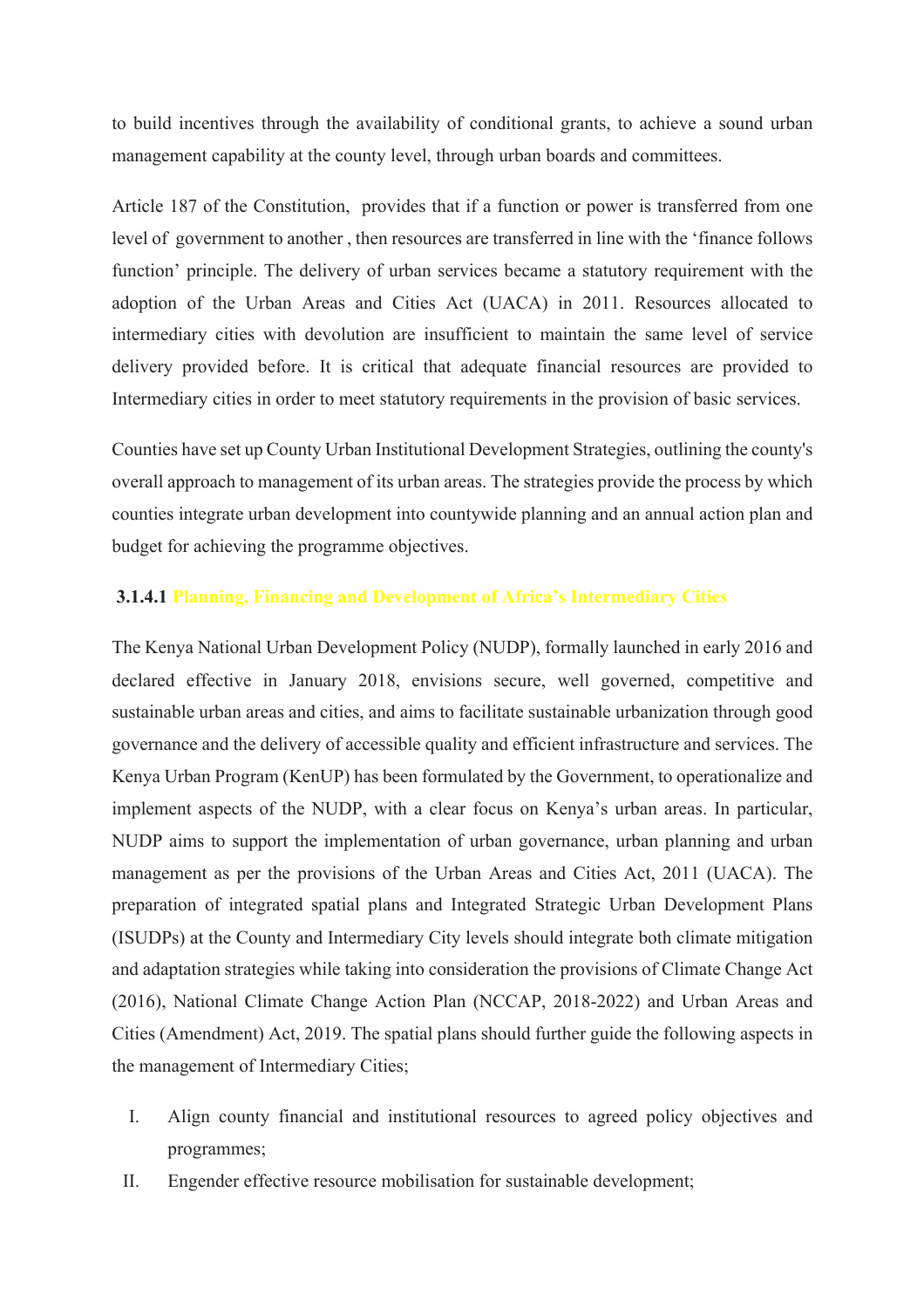to build incentives through the availability of conditional grants, to achieve a sound urban management capability at the county level, through urban boards and committees.

Article 187 of the Constitution, provides that if a function or power is transferred from one level of government to another , then resources are transferred in line with the 'finance follows function' principle. The delivery of urban services became a statutory requirement with the adoption of the Urban Areas and Cities Act (UACA) in 2011. Resources allocated to intermediary cities with devolution are insufficient to maintain the same level of service delivery provided before. It is critical that adequate financial resources are provided to Intermediary cities in order to meet statutory requirements in the provision of basic services.

Counties have set up County Urban Institutional Development Strategies, outlining the county's overall approach to management of its urban areas. The strategies provide the process by which counties integrate urban development into countywide planning and an annual action plan and budget for achieving the programme objectives.

#### 3.1.4.1 Planning, Financing and Development of Africa's Intermediary Cities

The Kenya National Urban Development Policy (NUDP), formally launched in early 2016 and declared effective in January 2018, envisions secure, well governed, competitive and sustainable urban areas and cities, and aims to facilitate sustainable urbanization through good governance and the delivery of accessible quality and efficient infrastructure and services. The Kenya Urban Program (KenUP) has been formulated by the Government, to operationalize and implement aspects of the NUDP, with a clear focus on Kenya's urban areas. In particular, NUDP aims to support the implementation of urban governance, urban planning and urban management as per the provisions of the Urban Areas and Cities Act, 2011 (UACA). The preparation of integrated spatial plans and Integrated Strategic Urban Development Plans (ISUDPs) at the County and Intermediary City levels should integrate both climate mitigation and adaptation strategies while taking into consideration the provisions of Climate Change Act (2016), National Climate Change Action Plan (NCCAP, 2018-2022) and Urban Areas and Cities (Amendment) Act, 2019. The spatial plans should further guide the following aspects in the management of Intermediary Cities;

I. Align county financial and institutional resources to agreed policy objectives and programmes;
II. Engender effective resource mobilisation for sustainable development;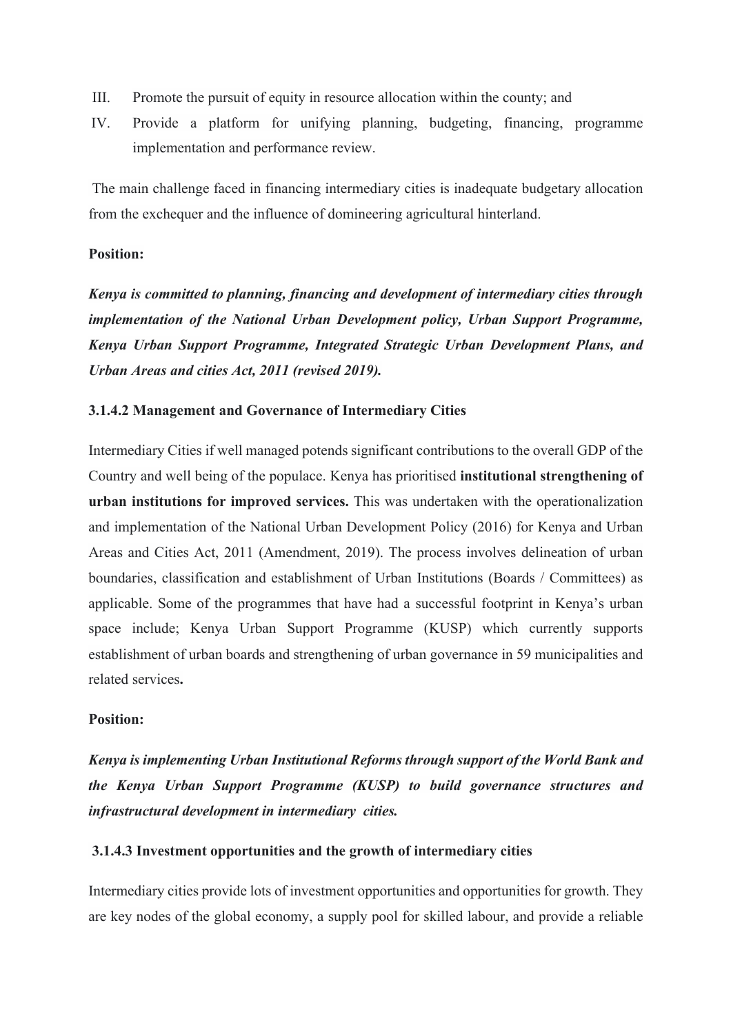III. Promote the pursuit of equity in resource allocation within the county; and
IV. Provide a platform for unifying planning, budgeting, financing, programme implementation and performance review.

The main challenge faced in financing intermediary cities is inadequate budgetary allocation from the exchequer and the influence of domineering agricultural hinterland.

**Position:**

***Kenya is committed to planning, financing and development of intermediary cities through implementation of the National Urban Development policy, Urban Support Programme, Kenya Urban Support Programme, Integrated Strategic Urban Development Plans, and Urban Areas and cities Act, 2011 (revised 2019).***

#### 3.1.4.2 Management and Governance of Intermediary Cities

Intermediary Cities if well managed potends significant contributions to the overall GDP of the Country and well being of the populace. Kenya has prioritised **institutional strengthening of urban institutions for improved services.** This was undertaken with the operationalization and implementation of the National Urban Development Policy (2016) for Kenya and Urban Areas and Cities Act, 2011 (Amendment, 2019). The process involves delineation of urban boundaries, classification and establishment of Urban Institutions (Boards / Committees) as applicable. Some of the programmes that have had a successful footprint in Kenya's urban space include; Kenya Urban Support Programme (KUSP) which currently supports establishment of urban boards and strengthening of urban governance in 59 municipalities and related services**.**

**Position:**

***Kenya is implementing Urban Institutional Reforms through support of the World Bank and the Kenya Urban Support Programme (KUSP) to build governance structures and infrastructural development in intermediary cities.***

#### 3.1.4.3 Investment opportunities and the growth of intermediary cities

Intermediary cities provide lots of investment opportunities and opportunities for growth. They are key nodes of the global economy, a supply pool for skilled labour, and provide a reliable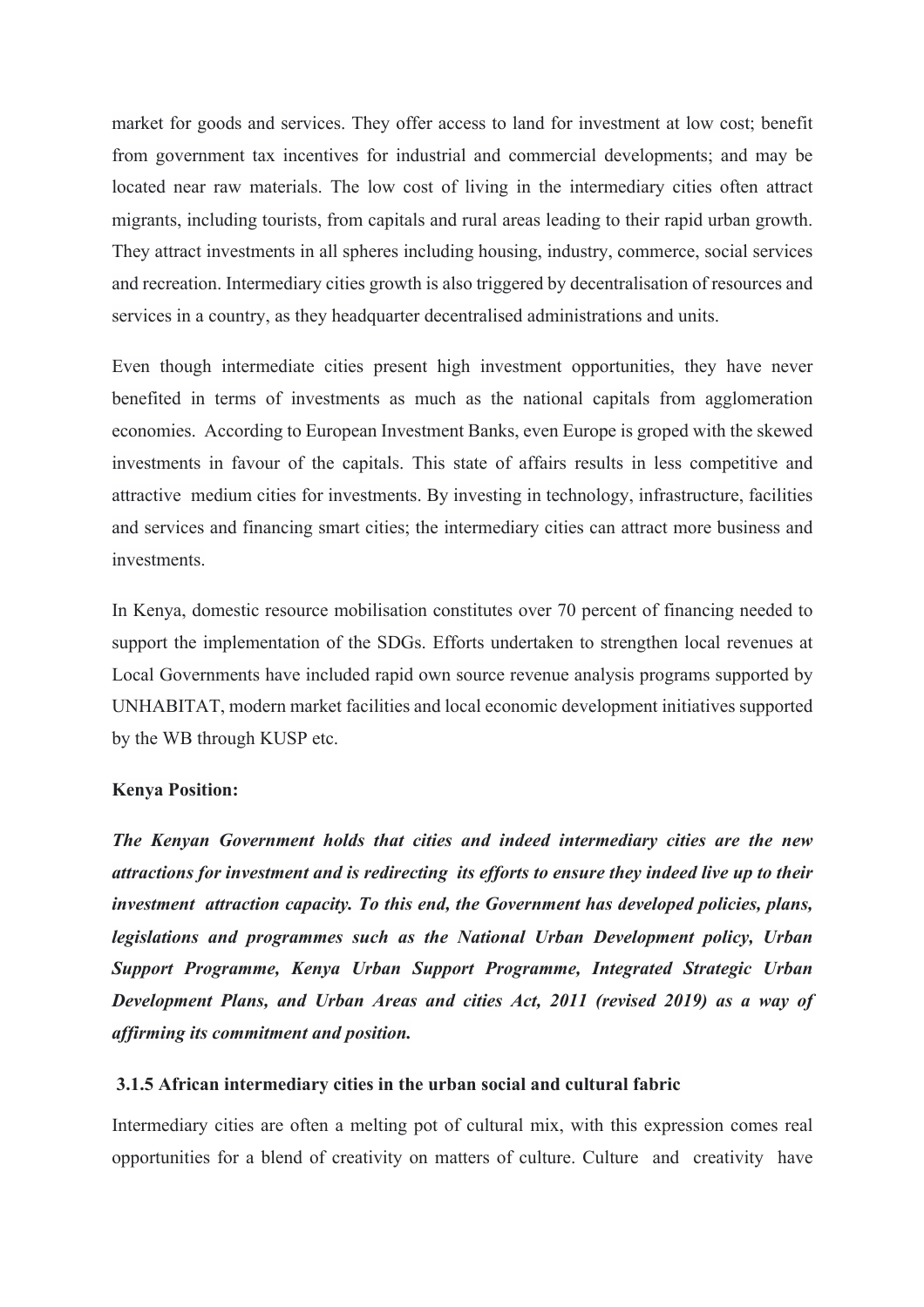market for goods and services. They offer access to land for investment at low cost; benefit from government tax incentives for industrial and commercial developments; and may be located near raw materials. The low cost of living in the intermediary cities often attract migrants, including tourists, from capitals and rural areas leading to their rapid urban growth. They attract investments in all spheres including housing, industry, commerce, social services and recreation. Intermediary cities growth is also triggered by decentralisation of resources and services in a country, as they headquarter decentralised administrations and units.

Even though intermediate cities present high investment opportunities, they have never benefited in terms of investments as much as the national capitals from agglomeration economies. According to European Investment Banks, even Europe is groped with the skewed investments in favour of the capitals. This state of affairs results in less competitive and attractive medium cities for investments. By investing in technology, infrastructure, facilities and services and financing smart cities; the intermediary cities can attract more business and investments.

In Kenya, domestic resource mobilisation constitutes over 70 percent of financing needed to support the implementation of the SDGs. Efforts undertaken to strengthen local revenues at Local Governments have included rapid own source revenue analysis programs supported by UNHABITAT, modern market facilities and local economic development initiatives supported by the WB through KUSP etc.

**Kenya Position:**

***The Kenyan Government holds that cities and indeed intermediary cities are the new attractions for investment and is redirecting its efforts to ensure they indeed live up to their investment attraction capacity. To this end, the Government has developed policies, plans, legislations and programmes such as the National Urban Development policy, Urban Support Programme, Kenya Urban Support Programme, Integrated Strategic Urban Development Plans, and Urban Areas and cities Act, 2011 (revised 2019) as a way of affirming its commitment and position.***

### 3.1.5 African intermediary cities in the urban social and cultural fabric

Intermediary cities are often a melting pot of cultural mix, with this expression comes real opportunities for a blend of creativity on matters of culture. Culture and creativity have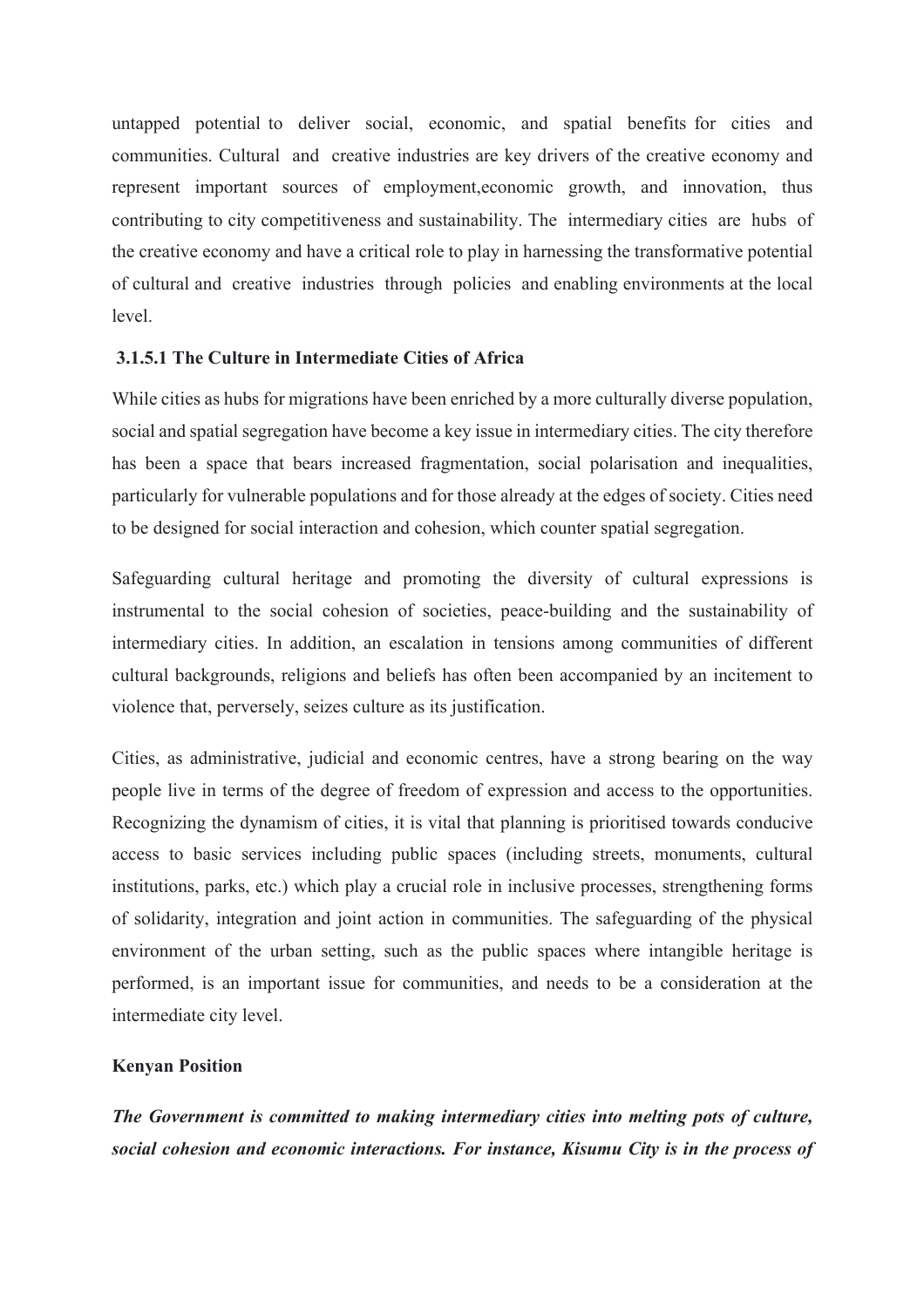untapped potential to deliver social, economic, and spatial benefits for cities and communities. Cultural and creative industries are key drivers of the creative economy and represent important sources of employment,economic growth, and innovation, thus contributing to city competitiveness and sustainability. The intermediary cities are hubs of the creative economy and have a critical role to play in harnessing the transformative potential of cultural and creative industries through policies and enabling environments at the local level.

#### 3.1.5.1 The Culture in Intermediate Cities of Africa

While cities as hubs for migrations have been enriched by a more culturally diverse population, social and spatial segregation have become a key issue in intermediary cities. The city therefore has been a space that bears increased fragmentation, social polarisation and inequalities, particularly for vulnerable populations and for those already at the edges of society. Cities need to be designed for social interaction and cohesion, which counter spatial segregation.

Safeguarding cultural heritage and promoting the diversity of cultural expressions is instrumental to the social cohesion of societies, peace-building and the sustainability of intermediary cities. In addition, an escalation in tensions among communities of different cultural backgrounds, religions and beliefs has often been accompanied by an incitement to violence that, perversely, seizes culture as its justification.

Cities, as administrative, judicial and economic centres, have a strong bearing on the way people live in terms of the degree of freedom of expression and access to the opportunities. Recognizing the dynamism of cities, it is vital that planning is prioritised towards conducive access to basic services including public spaces (including streets, monuments, cultural institutions, parks, etc.) which play a crucial role in inclusive processes, strengthening forms of solidarity, integration and joint action in communities. The safeguarding of the physical environment of the urban setting, such as the public spaces where intangible heritage is performed, is an important issue for communities, and needs to be a consideration at the intermediate city level.

**Kenyan Position**

***The Government is committed to making intermediary cities into melting pots of culture, social cohesion and economic interactions. For instance, Kisumu City is in the process of***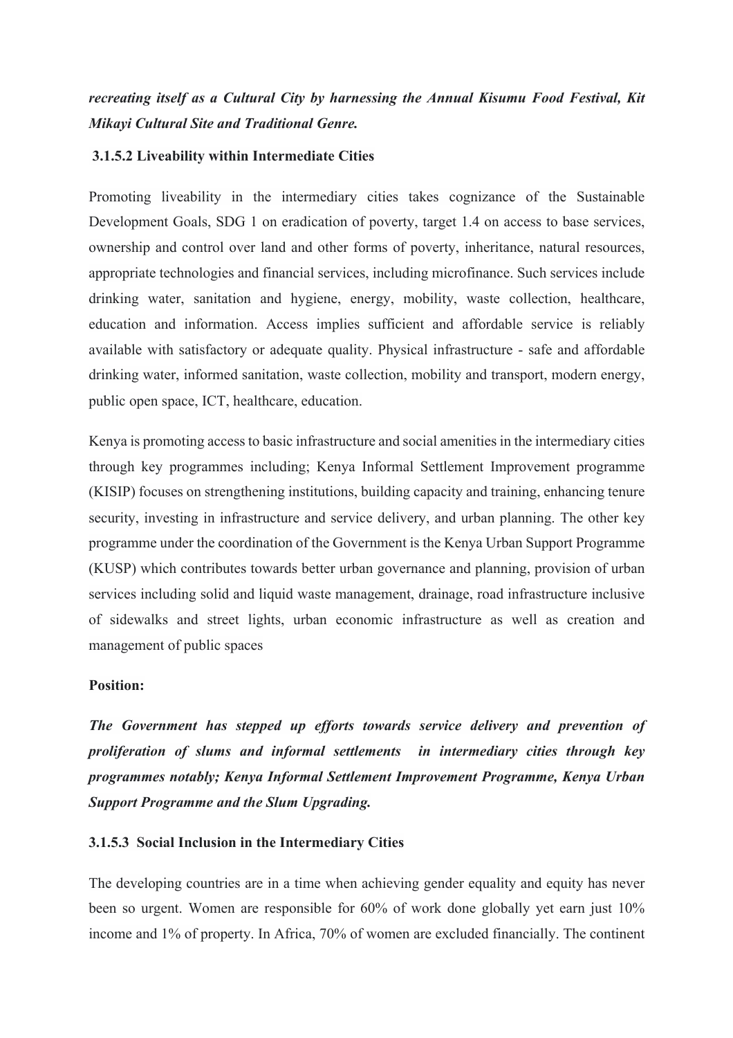***recreating itself as a Cultural City by harnessing the Annual Kisumu Food Festival, Kit Mikayi Cultural Site and Traditional Genre.***

#### 3.1.5.2 Liveability within Intermediate Cities

Promoting liveability in the intermediary cities takes cognizance of the Sustainable Development Goals, SDG 1 on eradication of poverty, target 1.4 on access to base services, ownership and control over land and other forms of poverty, inheritance, natural resources, appropriate technologies and financial services, including microfinance. Such services include drinking water, sanitation and hygiene, energy, mobility, waste collection, healthcare, education and information. Access implies sufficient and affordable service is reliably available with satisfactory or adequate quality. Physical infrastructure - safe and affordable drinking water, informed sanitation, waste collection, mobility and transport, modern energy, public open space, ICT, healthcare, education.

Kenya is promoting access to basic infrastructure and social amenities in the intermediary cities through key programmes including; Kenya Informal Settlement Improvement programme (KISIP) focuses on strengthening institutions, building capacity and training, enhancing tenure security, investing in infrastructure and service delivery, and urban planning. The other key programme under the coordination of the Government is the Kenya Urban Support Programme (KUSP) which contributes towards better urban governance and planning, provision of urban services including solid and liquid waste management, drainage, road infrastructure inclusive of sidewalks and street lights, urban economic infrastructure as well as creation and management of public spaces

**Position:**

***The Government has stepped up efforts towards service delivery and prevention of proliferation of slums and informal settlements in intermediary cities through key programmes notably; Kenya Informal Settlement Improvement Programme, Kenya Urban Support Programme and the Slum Upgrading.***

#### 3.1.5.3 Social Inclusion in the Intermediary Cities

The developing countries are in a time when achieving gender equality and equity has never been so urgent. Women are responsible for 60% of work done globally yet earn just 10% income and 1% of property. In Africa, 70% of women are excluded financially. The continent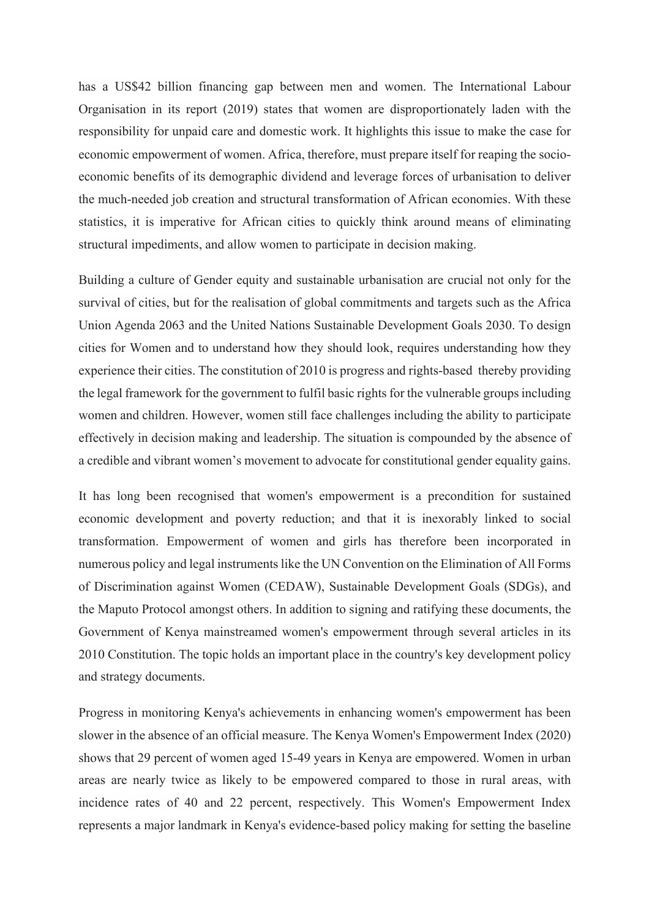has a US$42 billion financing gap between men and women. The International Labour Organisation in its report (2019) states that women are disproportionately laden with the responsibility for unpaid care and domestic work. It highlights this issue to make the case for economic empowerment of women. Africa, therefore, must prepare itself for reaping the socio-economic benefits of its demographic dividend and leverage forces of urbanisation to deliver the much-needed job creation and structural transformation of African economies. With these statistics, it is imperative for African cities to quickly think around means of eliminating structural impediments, and allow women to participate in decision making.

Building a culture of Gender equity and sustainable urbanisation are crucial not only for the survival of cities, but for the realisation of global commitments and targets such as the Africa Union Agenda 2063 and the United Nations Sustainable Development Goals 2030. To design cities for Women and to understand how they should look, requires understanding how they experience their cities. The constitution of 2010 is progress and rights-based thereby providing the legal framework for the government to fulfil basic rights for the vulnerable groups including women and children. However, women still face challenges including the ability to participate effectively in decision making and leadership. The situation is compounded by the absence of a credible and vibrant women's movement to advocate for constitutional gender equality gains.

It has long been recognised that women's empowerment is a precondition for sustained economic development and poverty reduction; and that it is inexorably linked to social transformation. Empowerment of women and girls has therefore been incorporated in numerous policy and legal instruments like the UN Convention on the Elimination of All Forms of Discrimination against Women (CEDAW), Sustainable Development Goals (SDGs), and the Maputo Protocol amongst others. In addition to signing and ratifying these documents, the Government of Kenya mainstreamed women's empowerment through several articles in its 2010 Constitution. The topic holds an important place in the country's key development policy and strategy documents.

Progress in monitoring Kenya's achievements in enhancing women's empowerment has been slower in the absence of an official measure. The Kenya Women's Empowerment Index (2020) shows that 29 percent of women aged 15-49 years in Kenya are empowered. Women in urban areas are nearly twice as likely to be empowered compared to those in rural areas, with incidence rates of 40 and 22 percent, respectively. This Women's Empowerment Index represents a major landmark in Kenya's evidence-based policy making for setting the baseline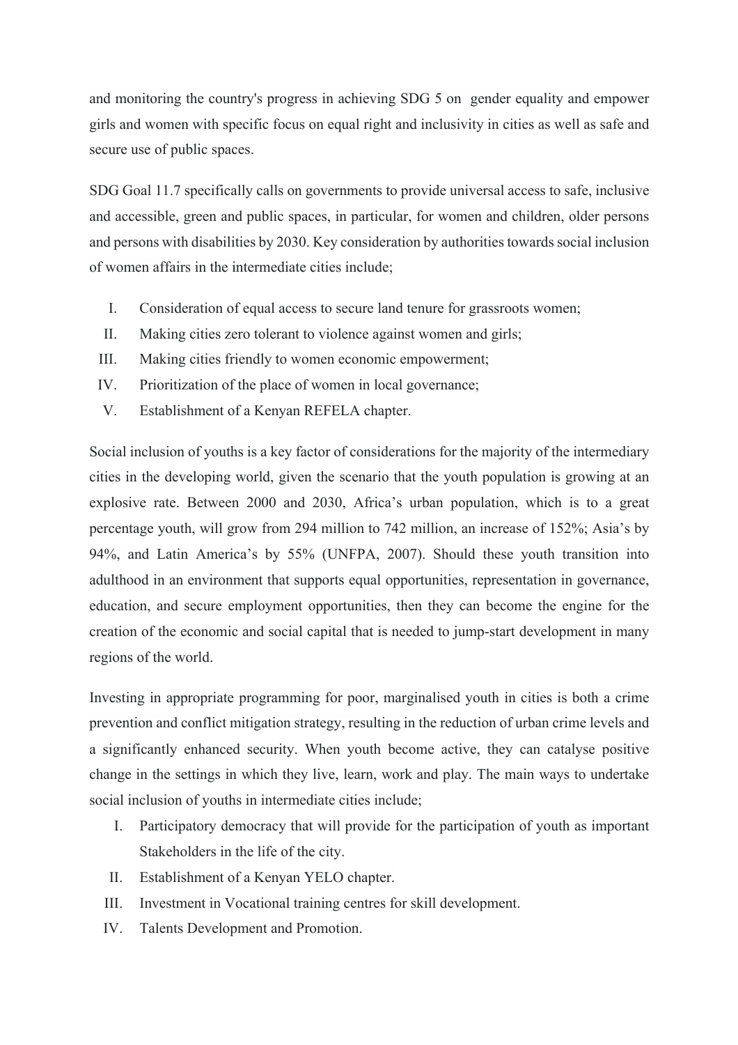and monitoring the country's progress in achieving SDG 5 on gender equality and empower girls and women with specific focus on equal right and inclusivity in cities as well as safe and secure use of public spaces.

SDG Goal 11.7 specifically calls on governments to provide universal access to safe, inclusive and accessible, green and public spaces, in particular, for women and children, older persons and persons with disabilities by 2030. Key consideration by authorities towards social inclusion of women affairs in the intermediate cities include;

I. Consideration of equal access to secure land tenure for grassroots women;
II. Making cities zero tolerant to violence against women and girls;
III. Making cities friendly to women economic empowerment;
IV. Prioritization of the place of women in local governance;
V. Establishment of a Kenyan REFELA chapter.

Social inclusion of youths is a key factor of considerations for the majority of the intermediary cities in the developing world, given the scenario that the youth population is growing at an explosive rate. Between 2000 and 2030, Africa's urban population, which is to a great percentage youth, will grow from 294 million to 742 million, an increase of 152%; Asia's by 94%, and Latin America's by 55% (UNFPA, 2007). Should these youth transition into adulthood in an environment that supports equal opportunities, representation in governance, education, and secure employment opportunities, then they can become the engine for the creation of the economic and social capital that is needed to jump-start development in many regions of the world.

Investing in appropriate programming for poor, marginalised youth in cities is both a crime prevention and conflict mitigation strategy, resulting in the reduction of urban crime levels and a significantly enhanced security. When youth become active, they can catalyse positive change in the settings in which they live, learn, work and play. The main ways to undertake social inclusion of youths in intermediate cities include;

I. Participatory democracy that will provide for the participation of youth as important Stakeholders in the life of the city.
II. Establishment of a Kenyan YELO chapter.
III. Investment in Vocational training centres for skill development.
IV. Talents Development and Promotion.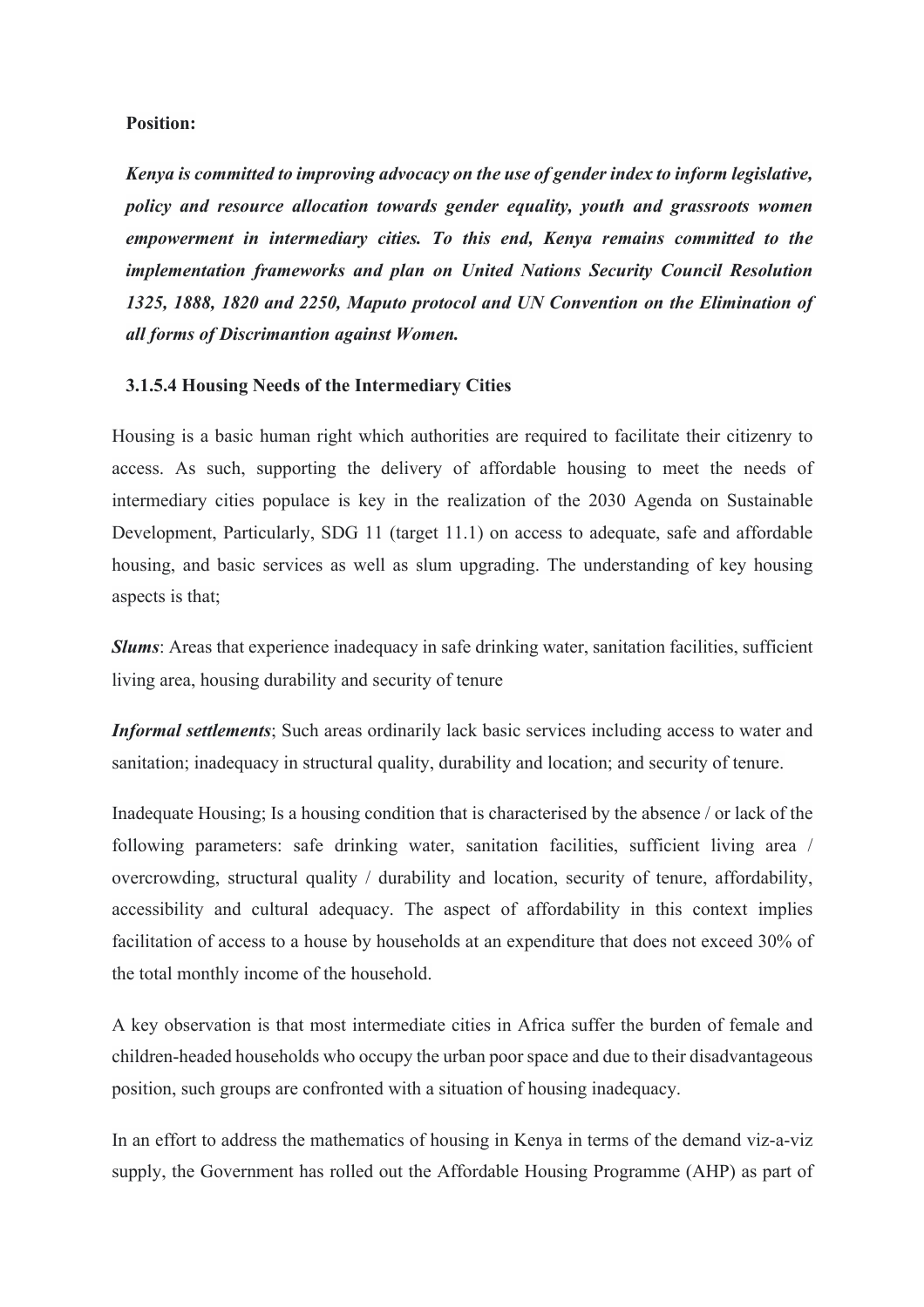**Position:**

***Kenya is committed to improving advocacy on the use of gender index to inform legislative, policy and resource allocation towards gender equality, youth and grassroots women empowerment in intermediary cities. To this end, Kenya remains committed to the implementation frameworks and plan on United Nations Security Council Resolution 1325, 1888, 1820 and 2250, Maputo protocol and UN Convention on the Elimination of all forms of Discrimantion against Women.***

**3.1.5.4 Housing Needs of the Intermediary Cities**

Housing is a basic human right which authorities are required to facilitate their citizenry to access. As such, supporting the delivery of affordable housing to meet the needs of intermediary cities populace is key in the realization of the 2030 Agenda on Sustainable Development, Particularly, SDG 11 (target 11.1) on access to adequate, safe and affordable housing, and basic services as well as slum upgrading. The understanding of key housing aspects is that;

***Slums***: Areas that experience inadequacy in safe drinking water, sanitation facilities, sufficient living area, housing durability and security of tenure

***Informal settlements***; Such areas ordinarily lack basic services including access to water and sanitation; inadequacy in structural quality, durability and location; and security of tenure.

Inadequate Housing; Is a housing condition that is characterised by the absence / or lack of the following parameters: safe drinking water, sanitation facilities, sufficient living area / overcrowding, structural quality / durability and location, security of tenure, affordability, accessibility and cultural adequacy. The aspect of affordability in this context implies facilitation of access to a house by households at an expenditure that does not exceed 30% of the total monthly income of the household.

A key observation is that most intermediate cities in Africa suffer the burden of female and children-headed households who occupy the urban poor space and due to their disadvantageous position, such groups are confronted with a situation of housing inadequacy.

In an effort to address the mathematics of housing in Kenya in terms of the demand viz-a-viz supply, the Government has rolled out the Affordable Housing Programme (AHP) as part of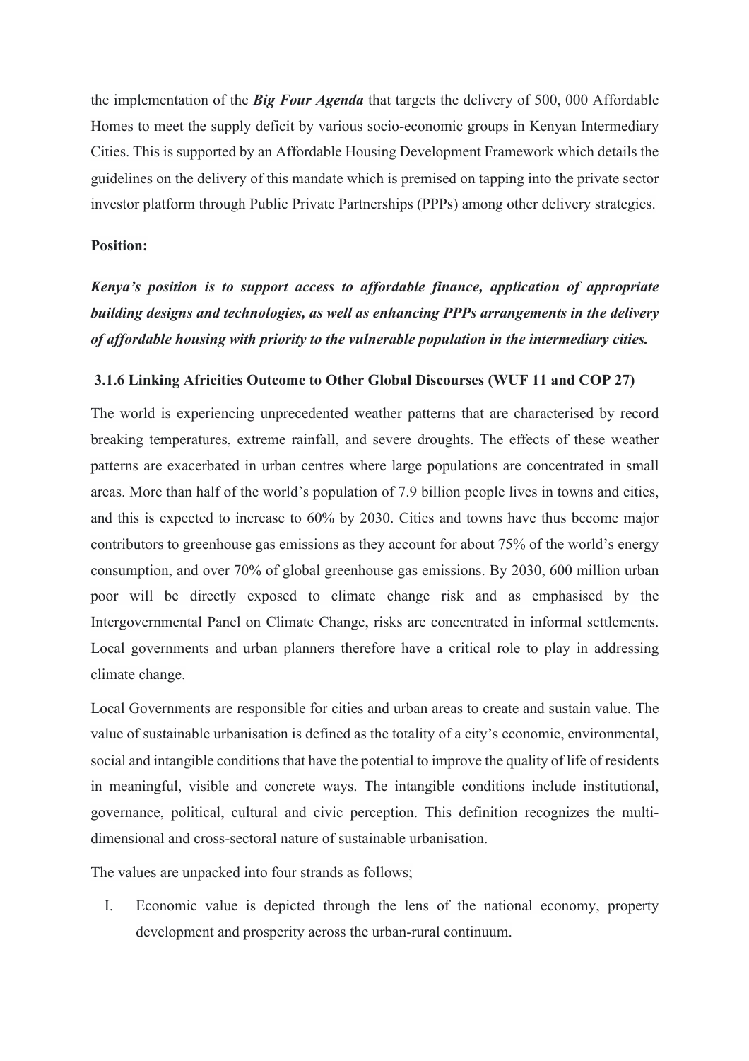the implementation of the ***Big Four Agenda*** that targets the delivery of 500, 000 Affordable Homes to meet the supply deficit by various socio-economic groups in Kenyan Intermediary Cities. This is supported by an Affordable Housing Development Framework which details the guidelines on the delivery of this mandate which is premised on tapping into the private sector investor platform through Public Private Partnerships (PPPs) among other delivery strategies.

**Position:**

***Kenya's position is to support access to affordable finance, application of appropriate building designs and technologies, as well as enhancing PPPs arrangements in the delivery of affordable housing with priority to the vulnerable population in the intermediary cities.***

#### 3.1.6 Linking Africities Outcome to Other Global Discourses (WUF 11 and COP 27)

The world is experiencing unprecedented weather patterns that are characterised by record breaking temperatures, extreme rainfall, and severe droughts. The effects of these weather patterns are exacerbated in urban centres where large populations are concentrated in small areas. More than half of the world's population of 7.9 billion people lives in towns and cities, and this is expected to increase to 60% by 2030. Cities and towns have thus become major contributors to greenhouse gas emissions as they account for about 75% of the world's energy consumption, and over 70% of global greenhouse gas emissions. By 2030, 600 million urban poor will be directly exposed to climate change risk and as emphasised by the Intergovernmental Panel on Climate Change, risks are concentrated in informal settlements. Local governments and urban planners therefore have a critical role to play in addressing climate change.

Local Governments are responsible for cities and urban areas to create and sustain value. The value of sustainable urbanisation is defined as the totality of a city's economic, environmental, social and intangible conditions that have the potential to improve the quality of life of residents in meaningful, visible and concrete ways. The intangible conditions include institutional, governance, political, cultural and civic perception. This definition recognizes the multi-dimensional and cross-sectoral nature of sustainable urbanisation.

The values are unpacked into four strands as follows;

I. Economic value is depicted through the lens of the national economy, property development and prosperity across the urban-rural continuum.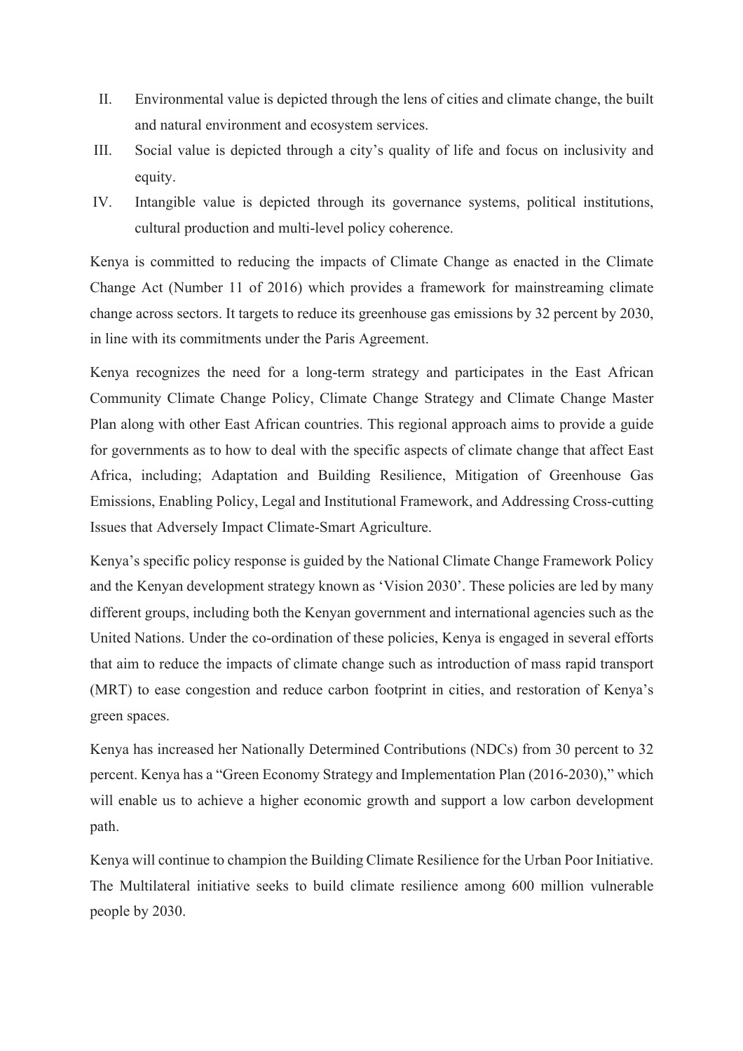II. Environmental value is depicted through the lens of cities and climate change, the built and natural environment and ecosystem services.
III. Social value is depicted through a city's quality of life and focus on inclusivity and equity.
IV. Intangible value is depicted through its governance systems, political institutions, cultural production and multi-level policy coherence.

Kenya is committed to reducing the impacts of Climate Change as enacted in the Climate Change Act (Number 11 of 2016) which provides a framework for mainstreaming climate change across sectors. It targets to reduce its greenhouse gas emissions by 32 percent by 2030, in line with its commitments under the Paris Agreement.

Kenya recognizes the need for a long-term strategy and participates in the East African Community Climate Change Policy, Climate Change Strategy and Climate Change Master Plan along with other East African countries. This regional approach aims to provide a guide for governments as to how to deal with the specific aspects of climate change that affect East Africa, including; Adaptation and Building Resilience, Mitigation of Greenhouse Gas Emissions, Enabling Policy, Legal and Institutional Framework, and Addressing Cross-cutting Issues that Adversely Impact Climate-Smart Agriculture.

Kenya's specific policy response is guided by the National Climate Change Framework Policy and the Kenyan development strategy known as 'Vision 2030'. These policies are led by many different groups, including both the Kenyan government and international agencies such as the United Nations. Under the co-ordination of these policies, Kenya is engaged in several efforts that aim to reduce the impacts of climate change such as introduction of mass rapid transport (MRT) to ease congestion and reduce carbon footprint in cities, and restoration of Kenya's green spaces.

Kenya has increased her Nationally Determined Contributions (NDCs) from 30 percent to 32 percent. Kenya has a "Green Economy Strategy and Implementation Plan (2016-2030)," which will enable us to achieve a higher economic growth and support a low carbon development path.

Kenya will continue to champion the Building Climate Resilience for the Urban Poor Initiative. The Multilateral initiative seeks to build climate resilience among 600 million vulnerable people by 2030.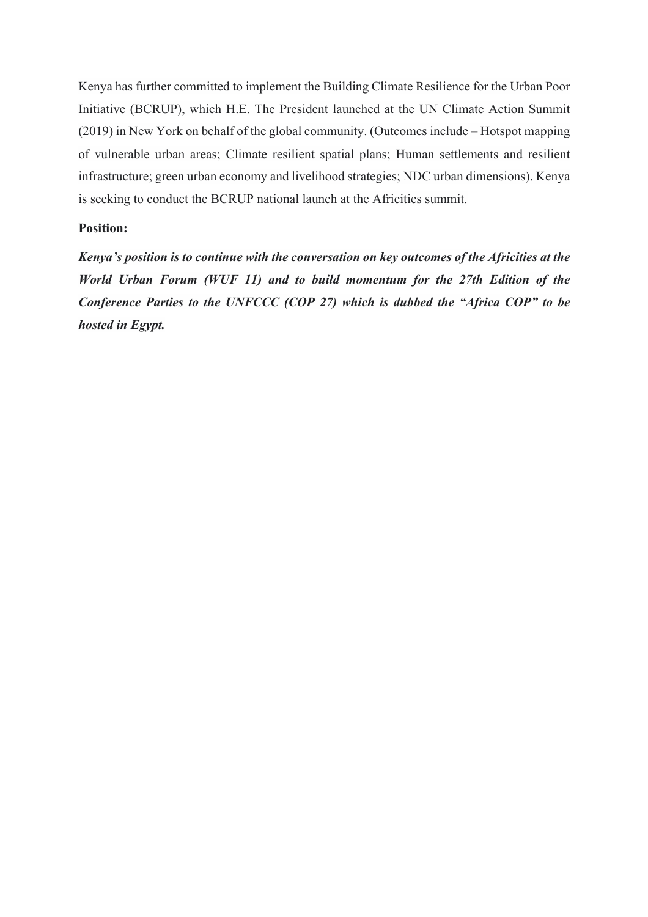Kenya has further committed to implement the Building Climate Resilience for the Urban Poor Initiative (BCRUP), which H.E. The President launched at the UN Climate Action Summit (2019) in New York on behalf of the global community. (Outcomes include – Hotspot mapping of vulnerable urban areas; Climate resilient spatial plans; Human settlements and resilient infrastructure; green urban economy and livelihood strategies; NDC urban dimensions). Kenya is seeking to conduct the BCRUP national launch at the Africities summit.

**Position:**

***Kenya's position is to continue with the conversation on key outcomes of the Africities at the World Urban Forum (WUF 11) and to build momentum for the 27th Edition of the Conference Parties to the UNFCCC (COP 27) which is dubbed the "Africa COP" to be hosted in Egypt.***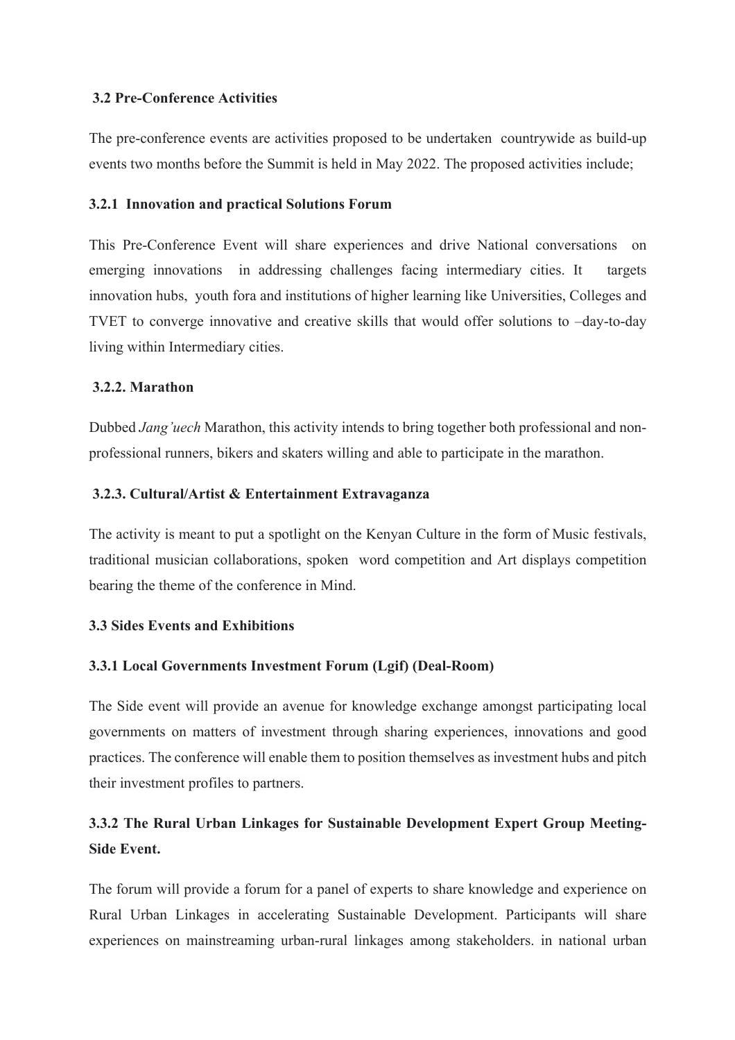### 3.2 Pre-Conference Activities

The pre-conference events are activities proposed to be undertaken countrywide as build-up events two months before the Summit is held in May 2022. The proposed activities include;

#### 3.2.1 Innovation and practical Solutions Forum

This Pre-Conference Event will share experiences and drive National conversations on emerging innovations in addressing challenges facing intermediary cities. It targets innovation hubs, youth fora and institutions of higher learning like Universities, Colleges and TVET to converge innovative and creative skills that would offer solutions to –day-to-day living within Intermediary cities.

#### 3.2.2. Marathon

Dubbed *Jang'uech* Marathon, this activity intends to bring together both professional and non-professional runners, bikers and skaters willing and able to participate in the marathon.

#### 3.2.3. Cultural/Artist & Entertainment Extravaganza

The activity is meant to put a spotlight on the Kenyan Culture in the form of Music festivals, traditional musician collaborations, spoken word competition and Art displays competition bearing the theme of the conference in Mind.

### 3.3 Sides Events and Exhibitions

#### 3.3.1 Local Governments Investment Forum (Lgif) (Deal-Room)

The Side event will provide an avenue for knowledge exchange amongst participating local governments on matters of investment through sharing experiences, innovations and good practices. The conference will enable them to position themselves as investment hubs and pitch their investment profiles to partners.

#### 3.3.2 The Rural Urban Linkages for Sustainable Development Expert Group Meeting-Side Event.

The forum will provide a forum for a panel of experts to share knowledge and experience on Rural Urban Linkages in accelerating Sustainable Development. Participants will share experiences on mainstreaming urban-rural linkages among stakeholders. in national urban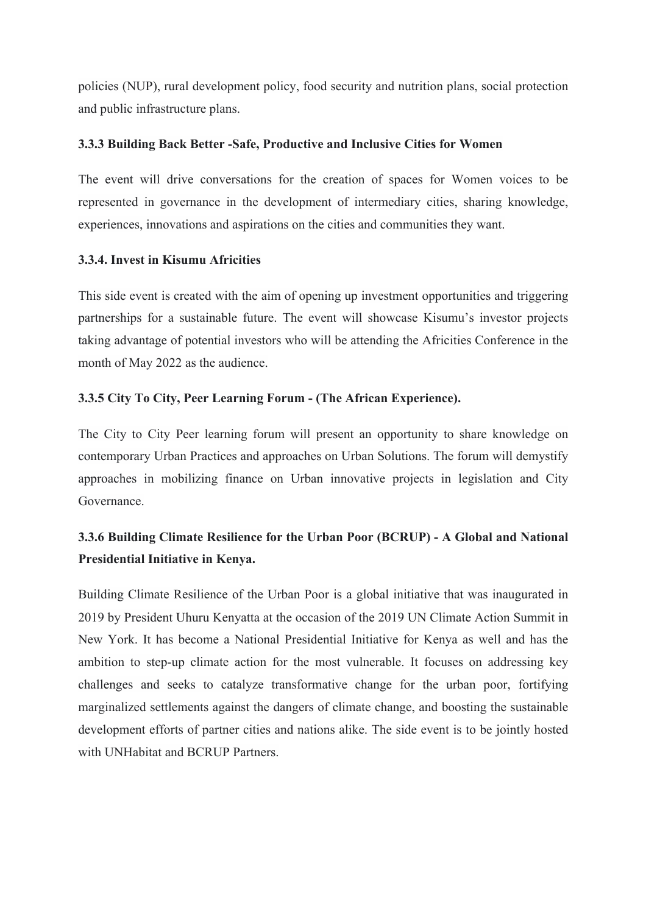policies (NUP), rural development policy, food security and nutrition plans, social protection and public infrastructure plans.

#### 3.3.3 Building Back Better -Safe, Productive and Inclusive Cities for Women

The event will drive conversations for the creation of spaces for Women voices to be represented in governance in the development of intermediary cities, sharing knowledge, experiences, innovations and aspirations on the cities and communities they want.

#### 3.3.4. Invest in Kisumu Africities

This side event is created with the aim of opening up investment opportunities and triggering partnerships for a sustainable future. The event will showcase Kisumu's investor projects taking advantage of potential investors who will be attending the Africities Conference in the month of May 2022 as the audience.

#### 3.3.5 City To City, Peer Learning Forum - (The African Experience).

The City to City Peer learning forum will present an opportunity to share knowledge on contemporary Urban Practices and approaches on Urban Solutions. The forum will demystify approaches in mobilizing finance on Urban innovative projects in legislation and City Governance.

#### 3.3.6 Building Climate Resilience for the Urban Poor (BCRUP) - A Global and National Presidential Initiative in Kenya.

Building Climate Resilience of the Urban Poor is a global initiative that was inaugurated in 2019 by President Uhuru Kenyatta at the occasion of the 2019 UN Climate Action Summit in New York. It has become a National Presidential Initiative for Kenya as well and has the ambition to step-up climate action for the most vulnerable. It focuses on addressing key challenges and seeks to catalyze transformative change for the urban poor, fortifying marginalized settlements against the dangers of climate change, and boosting the sustainable development efforts of partner cities and nations alike. The side event is to be jointly hosted with UNHabitat and BCRUP Partners.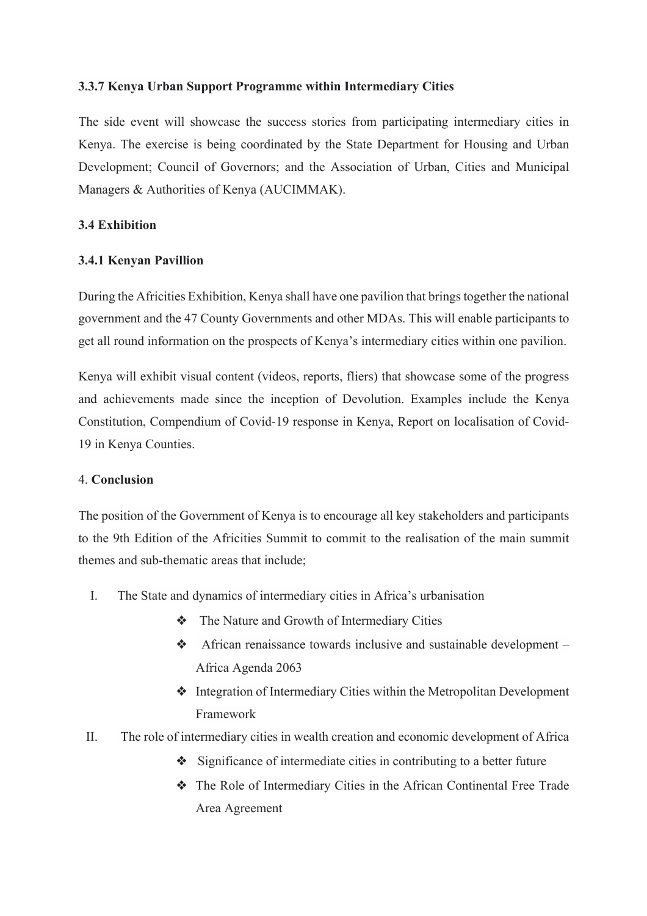### 3.3.7 Kenya Urban Support Programme within Intermediary Cities

The side event will showcase the success stories from participating intermediary cities in Kenya. The exercise is being coordinated by the State Department for Housing and Urban Development; Council of Governors; and the Association of Urban, Cities and Municipal Managers & Authorities of Kenya (AUCIMMAK).

### 3.4 Exhibition

### 3.4.1 Kenyan Pavillion

During the Africities Exhibition, Kenya shall have one pavilion that brings together the national government and the 47 County Governments and other MDAs. This will enable participants to get all round information on the prospects of Kenya's intermediary cities within one pavilion.

Kenya will exhibit visual content (videos, reports, fliers) that showcase some of the progress and achievements made since the inception of Devolution. Examples include the Kenya Constitution, Compendium of Covid-19 response in Kenya, Report on localisation of Covid-19 in Kenya Counties.

## 4. Conclusion

The position of the Government of Kenya is to encourage all key stakeholders and participants to the 9th Edition of the Africities Summit to commit to the realisation of the main summit themes and sub-thematic areas that include;

I. The State and dynamics of intermediary cities in Africa's urbanisation
   - ❖ The Nature and Growth of Intermediary Cities
   - ❖ African renaissance towards inclusive and sustainable development – Africa Agenda 2063
   - ❖ Integration of Intermediary Cities within the Metropolitan Development Framework

II. The role of intermediary cities in wealth creation and economic development of Africa
   - ❖ Significance of intermediate cities in contributing to a better future
   - ❖ The Role of Intermediary Cities in the African Continental Free Trade Area Agreement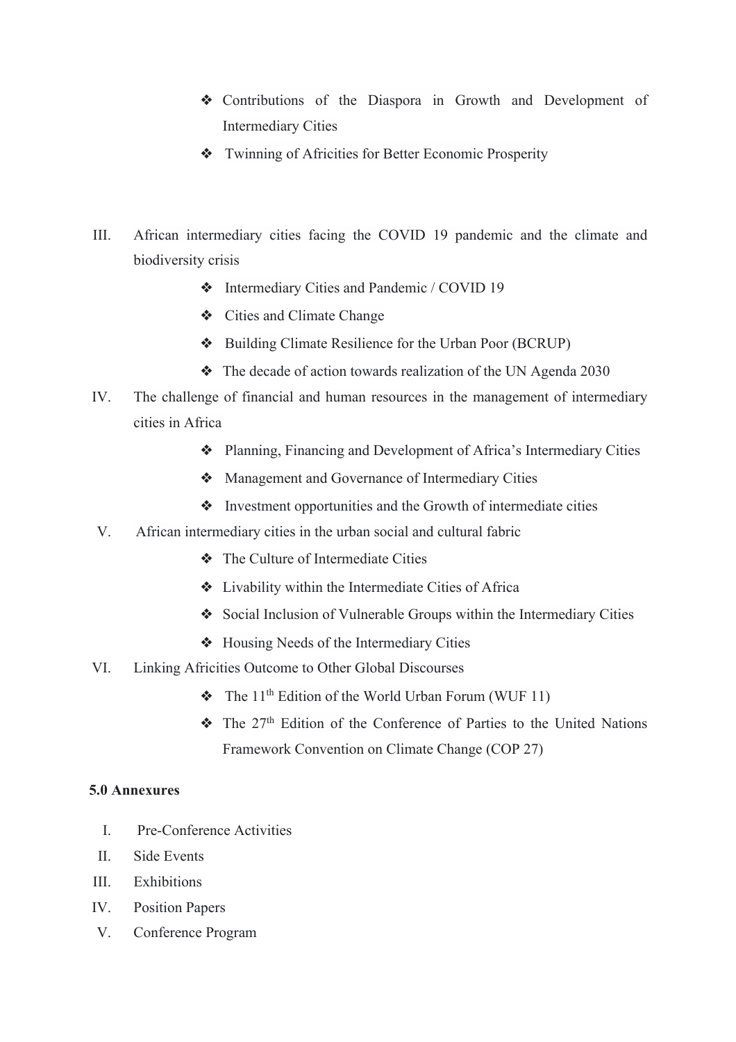- Contributions of the Diaspora in Growth and Development of Intermediary Cities
- Twinning of Africities for Better Economic Prosperity

III. African intermediary cities facing the COVID 19 pandemic and the climate and biodiversity crisis

- Intermediary Cities and Pandemic / COVID 19
- Cities and Climate Change
- Building Climate Resilience for the Urban Poor (BCRUP)
- The decade of action towards realization of the UN Agenda 2030

IV. The challenge of financial and human resources in the management of intermediary cities in Africa

- Planning, Financing and Development of Africa's Intermediary Cities
- Management and Governance of Intermediary Cities
- Investment opportunities and the Growth of intermediate cities

V. African intermediary cities in the urban social and cultural fabric

- The Culture of Intermediate Cities
- Livability within the Intermediate Cities of Africa
- Social Inclusion of Vulnerable Groups within the Intermediary Cities
- Housing Needs of the Intermediary Cities

VI. Linking Africities Outcome to Other Global Discourses

- The 11th Edition of the World Urban Forum (WUF 11)
- The 27th Edition of the Conference of Parties to the United Nations Framework Convention on Climate Change (COP 27)

**5.0 Annexures**

I. Pre-Conference Activities

II. Side Events

III. Exhibitions

IV. Position Papers

V. Conference Program